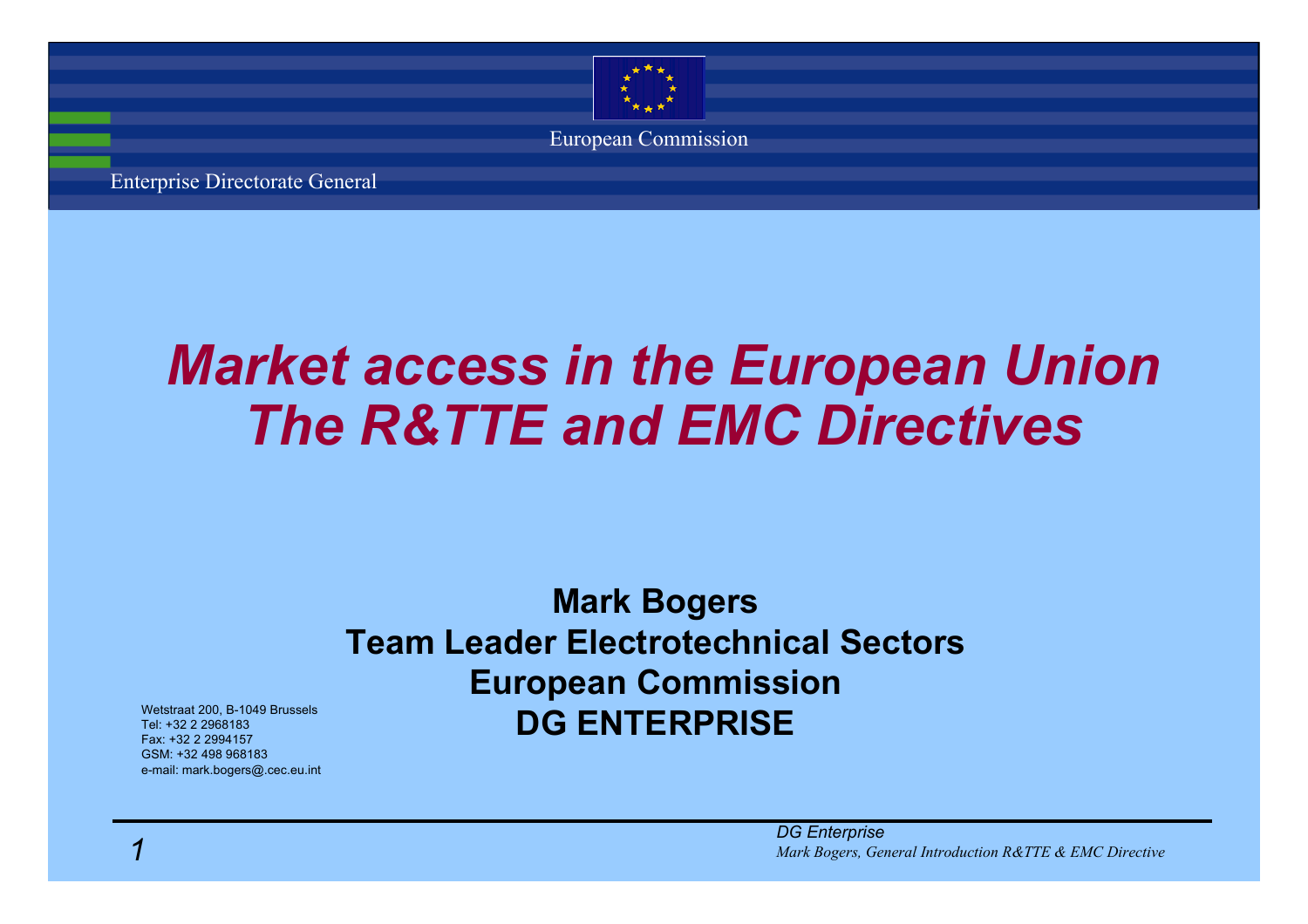European Commission

Enterprise Directorate General

# *Market access in the European Union The R&TTE and EMC Directives*

**Mark Bogers**
**Team Leader Electrotechnical Sectors**
**European Commission**
**DG ENTERPRISE**

Wetstraat 200, B-1049 Brussels
Tel: +32 2 2968183
Fax: +32 2 2994157
GSM: +32 498 968183
e-mail: mark.bogers@cec.eu.int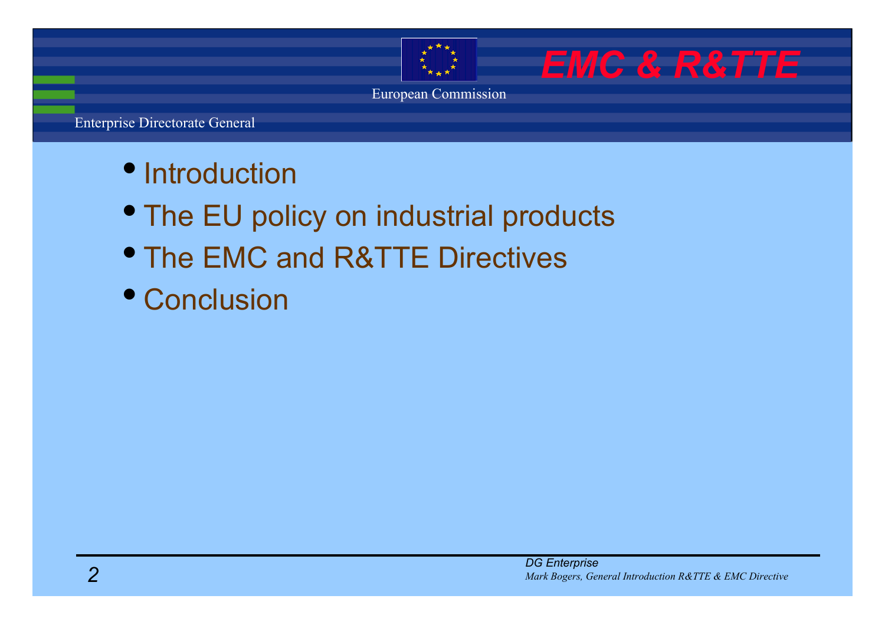- Introduction
- The EU policy on industrial products
- The EMC and R&TTE Directives
- Conclusion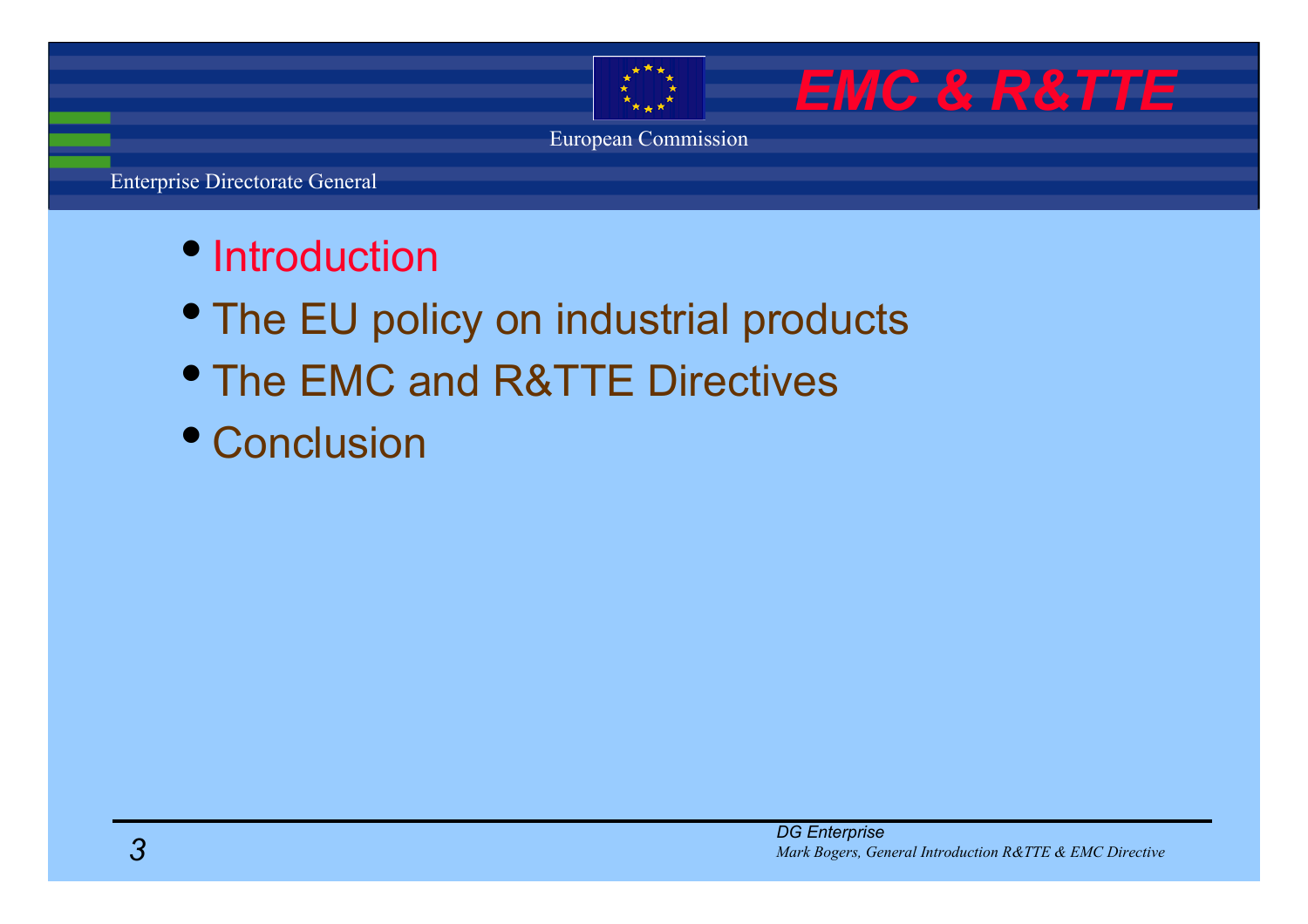- Introduction
- The EU policy on industrial products
- The EMC and R&TTE Directives
- Conclusion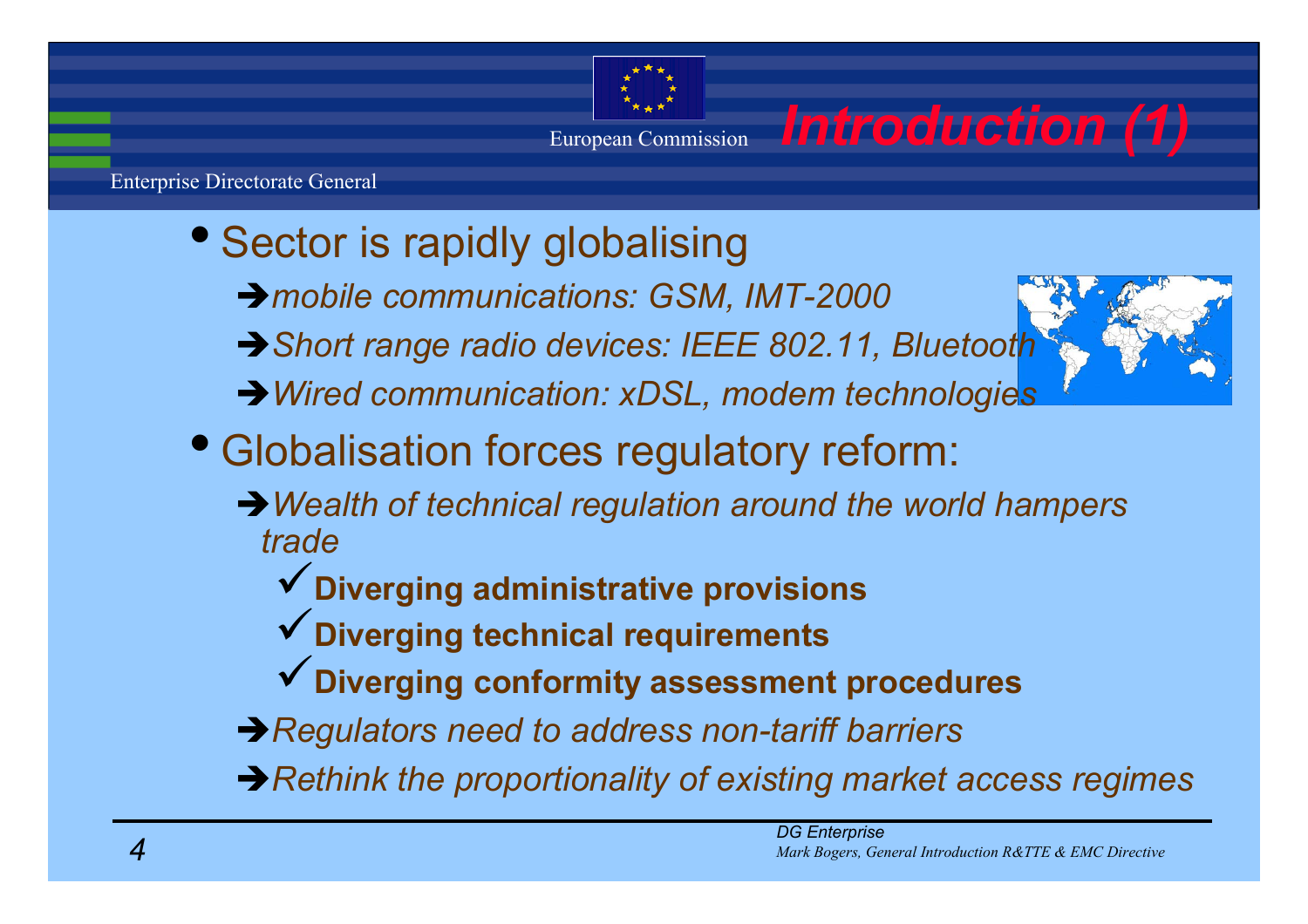# Introduction (1)

- Sector is rapidly globalising
  - ➔ *mobile communications: GSM, IMT-2000*
  - ➔ *Short range radio devices: IEEE 802.11, Bluetooth*
  - ➔ *Wired communication: xDSL, modem technologies*
- Globalisation forces regulatory reform:
  - ➔ *Wealth of technical regulation around the world hampers trade*
    - ✓ **Diverging administrative provisions**
    - ✓ **Diverging technical requirements**
    - ✓ **Diverging conformity assessment procedures**
  - ➔ *Regulators need to address non-tariff barriers*
  - ➔ *Rethink the proportionality of existing market access regimes*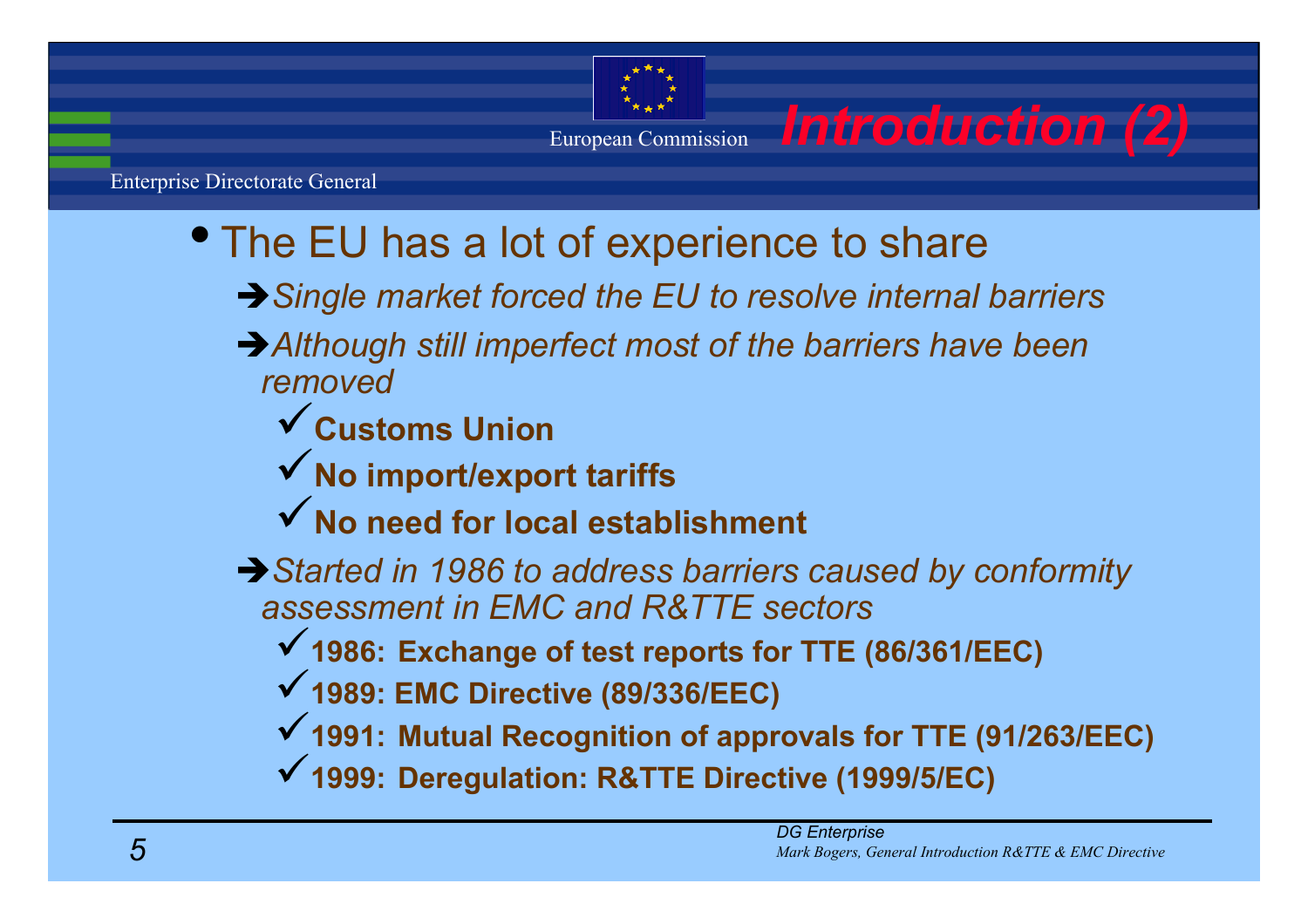# Introduction (2)

- The EU has a lot of experience to share
  - ➔ *Single market forced the EU to resolve internal barriers*
  - ➔ *Although still imperfect most of the barriers have been removed*
    - ✓ **Customs Union**
    - ✓ **No import/export tariffs**
    - ✓ **No need for local establishment**
  - ➔ *Started in 1986 to address barriers caused by conformity assessment in EMC and R&TTE sectors*
    - ✓ **1986: Exchange of test reports for TTE (86/361/EEC)**
    - ✓ **1989: EMC Directive (89/336/EEC)**
    - ✓ **1991: Mutual Recognition of approvals for TTE (91/263/EEC)**
    - ✓ **1999: Deregulation: R&TTE Directive (1999/5/EC)**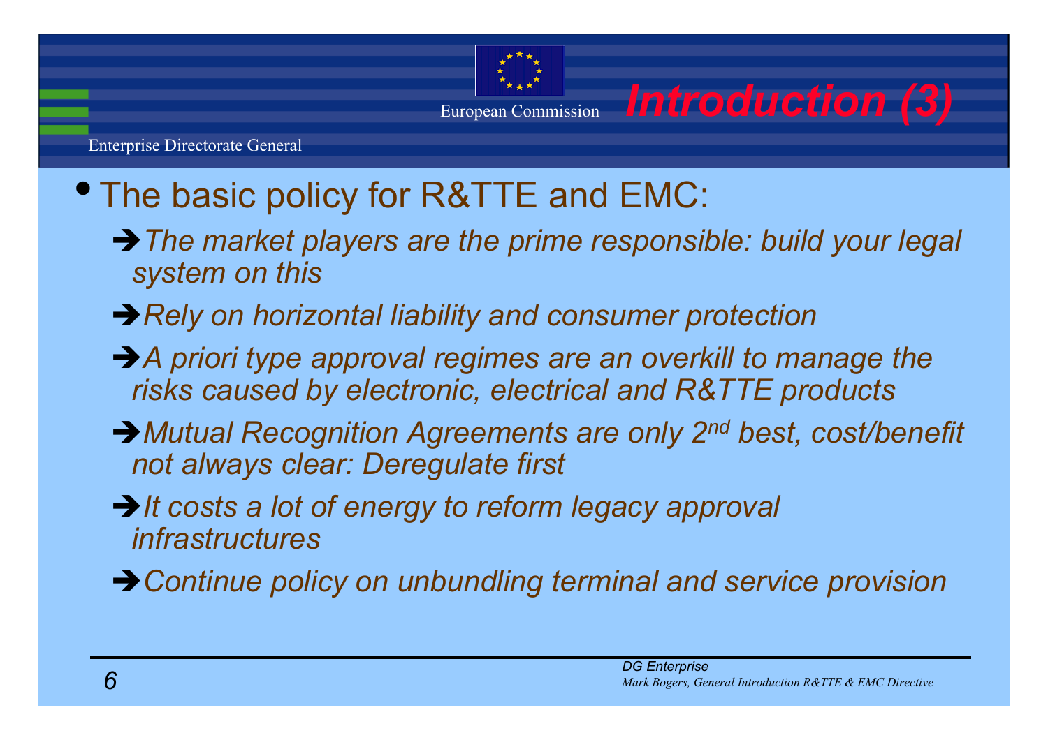# Introduction (3)

- The basic policy for R&TTE and EMC:
  - ➔ *The market players are the prime responsible: build your legal system on this*
  - ➔ *Rely on horizontal liability and consumer protection*
  - ➔ *A priori type approval regimes are an overkill to manage the risks caused by electronic, electrical and R&TTE products*
  - ➔ *Mutual Recognition Agreements are only 2nd best, cost/benefit not always clear: Deregulate first*
  - ➔ *It costs a lot of energy to reform legacy approval infrastructures*
  - ➔ *Continue policy on unbundling terminal and service provision*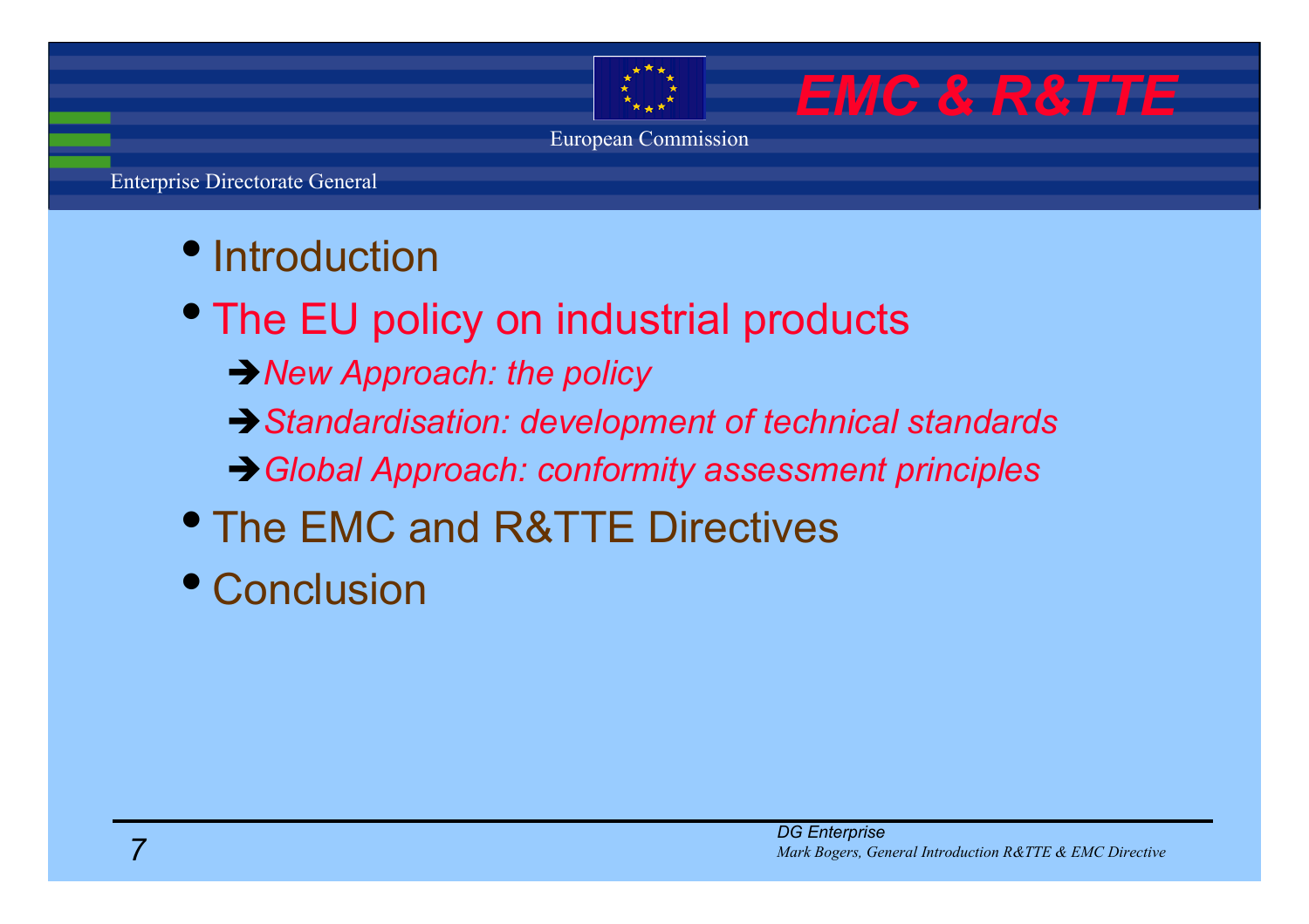- Introduction
- The EU policy on industrial products
  - ➔ *New Approach: the policy*
  - ➔ *Standardisation: development of technical standards*
  - ➔ *Global Approach: conformity assessment principles*
- The EMC and R&TTE Directives
- Conclusion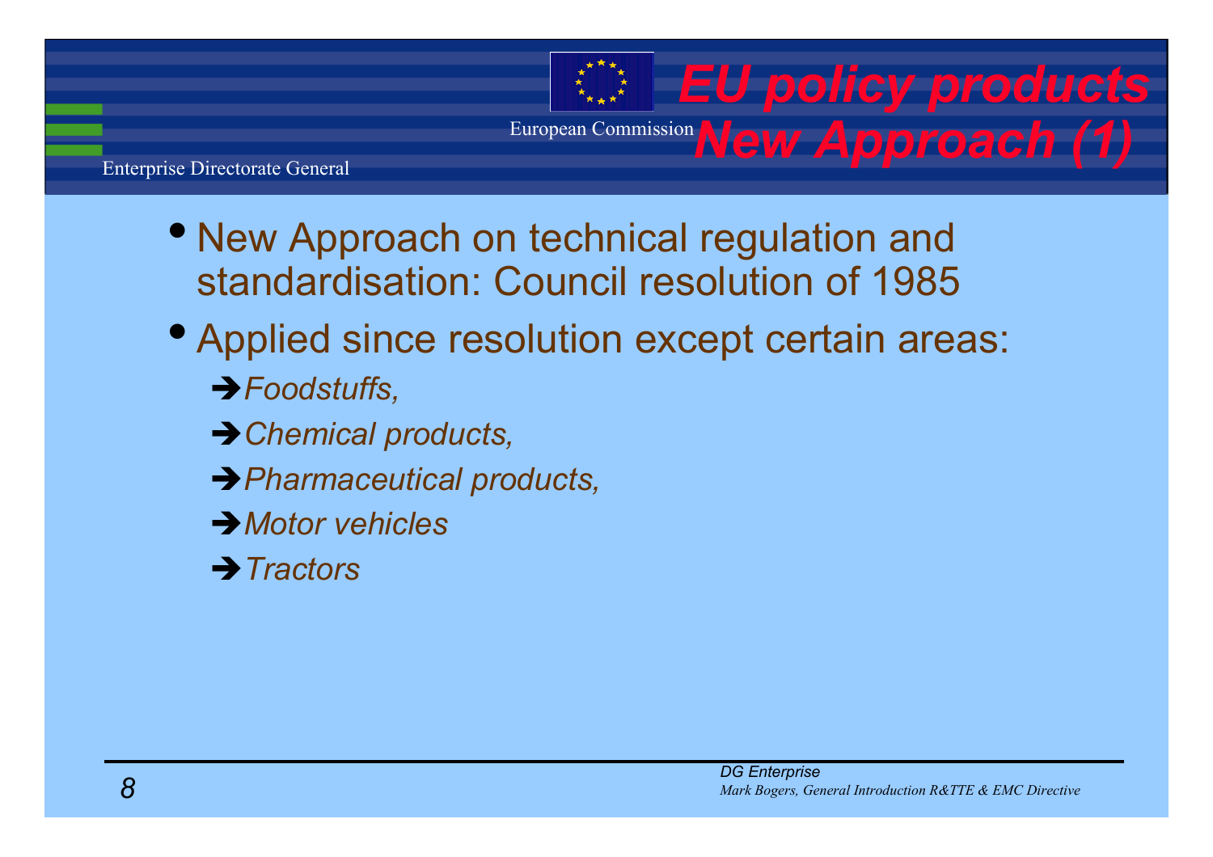# EU policy products New Approach (1)

- New Approach on technical regulation and standardisation: Council resolution of 1985
- Applied since resolution except certain areas:
  - ➔ *Foodstuffs,*
  - ➔ *Chemical products,*
  - ➔ *Pharmaceutical products,*
  - ➔ *Motor vehicles*
  - ➔ *Tractors*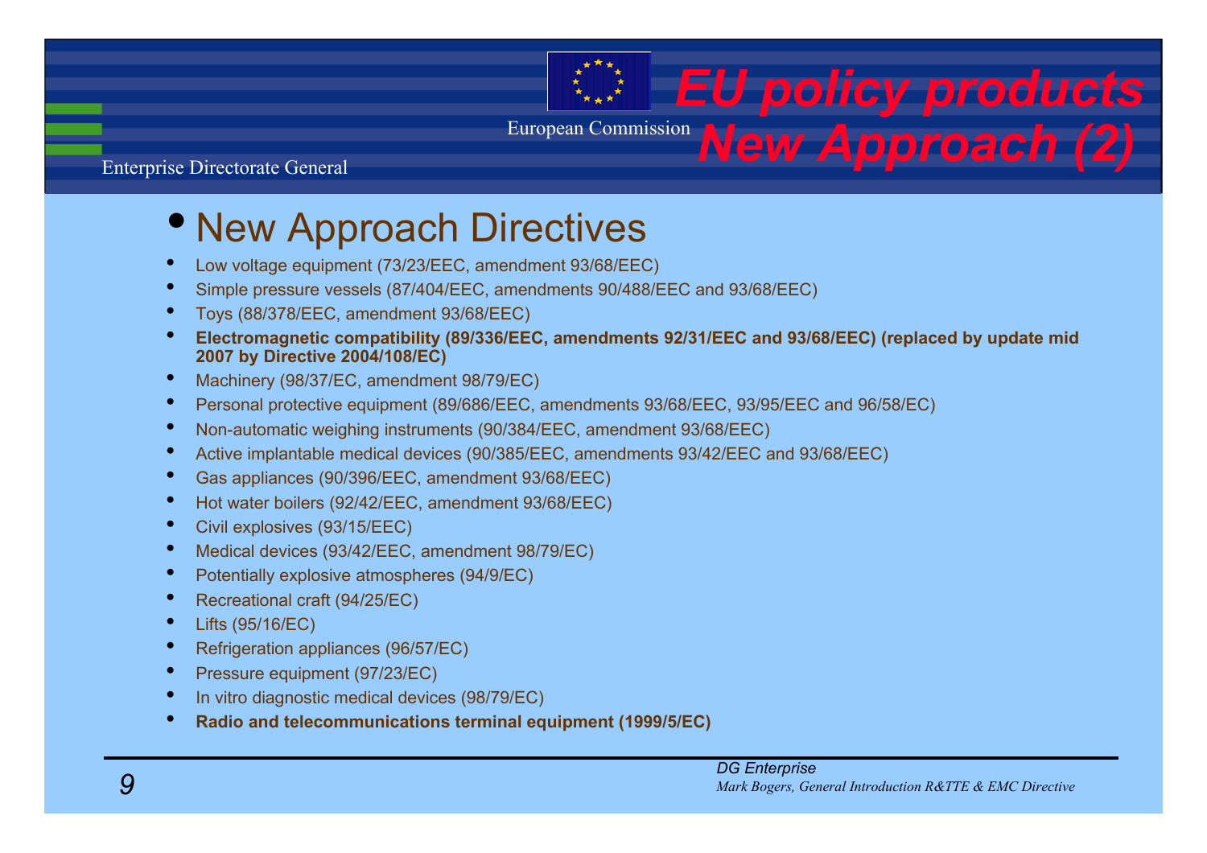# EU policy products New Approach (2)

- New Approach Directives
  - Low voltage equipment (73/23/EEC, amendment 93/68/EEC)
  - Simple pressure vessels (87/404/EEC, amendments 90/488/EEC and 93/68/EEC)
  - Toys (88/378/EEC, amendment 93/68/EEC)
  - **Electromagnetic compatibility (89/336/EEC, amendments 92/31/EEC and 93/68/EEC) (replaced by update mid 2007 by Directive 2004/108/EC)**
  - Machinery (98/37/EC, amendment 98/79/EC)
  - Personal protective equipment (89/686/EEC, amendments 93/68/EEC, 93/95/EEC and 96/58/EC)
  - Non-automatic weighing instruments (90/384/EEC, amendment 93/68/EEC)
  - Active implantable medical devices (90/385/EEC, amendments 93/42/EEC and 93/68/EEC)
  - Gas appliances (90/396/EEC, amendment 93/68/EEC)
  - Hot water boilers (92/42/EEC, amendment 93/68/EEC)
  - Civil explosives (93/15/EEC)
  - Medical devices (93/42/EEC, amendment 98/79/EC)
  - Potentially explosive atmospheres (94/9/EC)
  - Recreational craft (94/25/EC)
  - Lifts (95/16/EC)
  - Refrigeration appliances (96/57/EC)
  - Pressure equipment (97/23/EC)
  - In vitro diagnostic medical devices (98/79/EC)
  - **Radio and telecommunications terminal equipment (1999/5/EC)**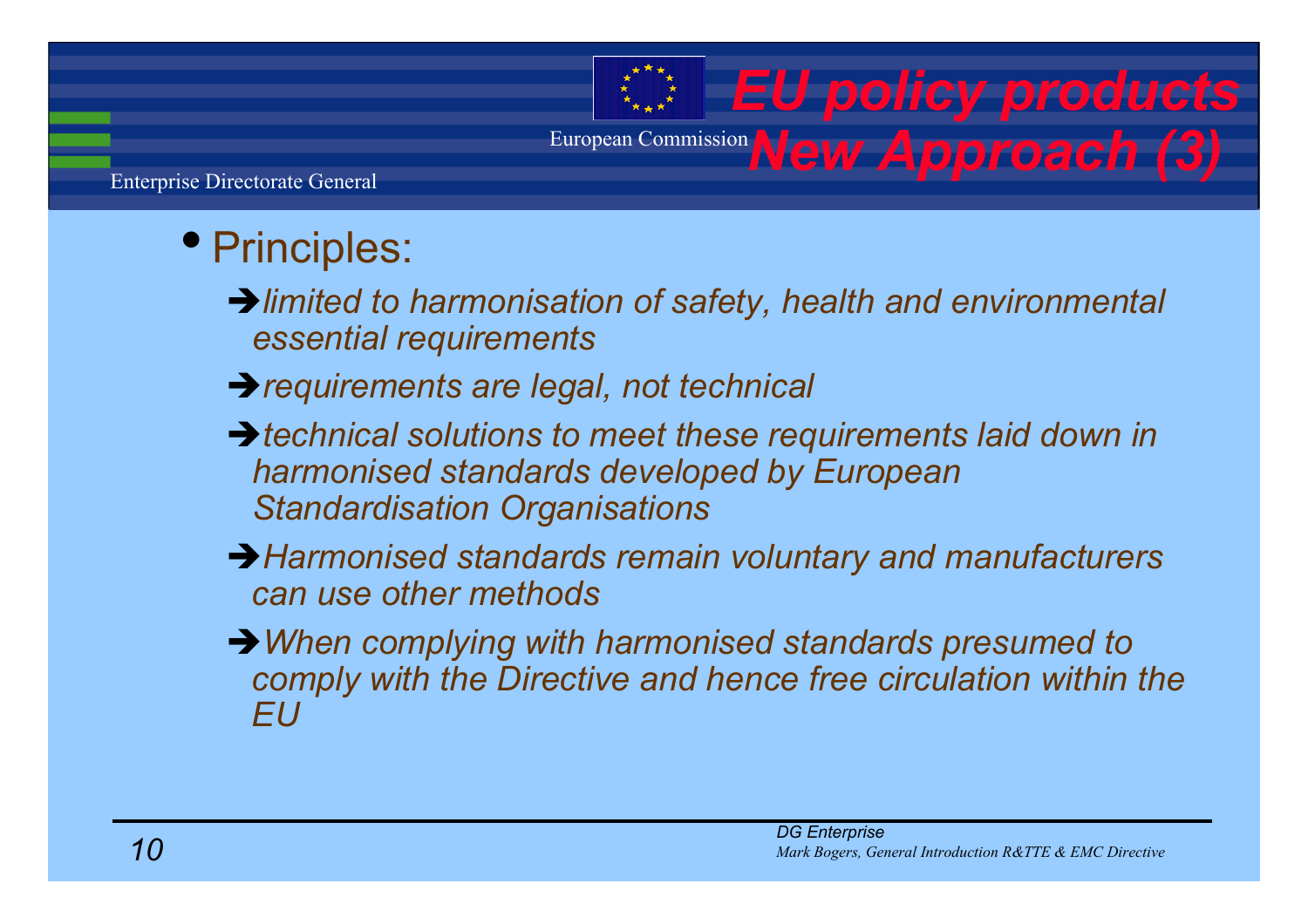# EU policy products New Approach (3)

- Principles:
  - ➔ *limited to harmonisation of safety, health and environmental essential requirements*
  - ➔ *requirements are legal, not technical*
  - ➔ *technical solutions to meet these requirements laid down in harmonised standards developed by European Standardisation Organisations*
  - ➔ *Harmonised standards remain voluntary and manufacturers can use other methods*
  - ➔ *When complying with harmonised standards presumed to comply with the Directive and hence free circulation within the EU*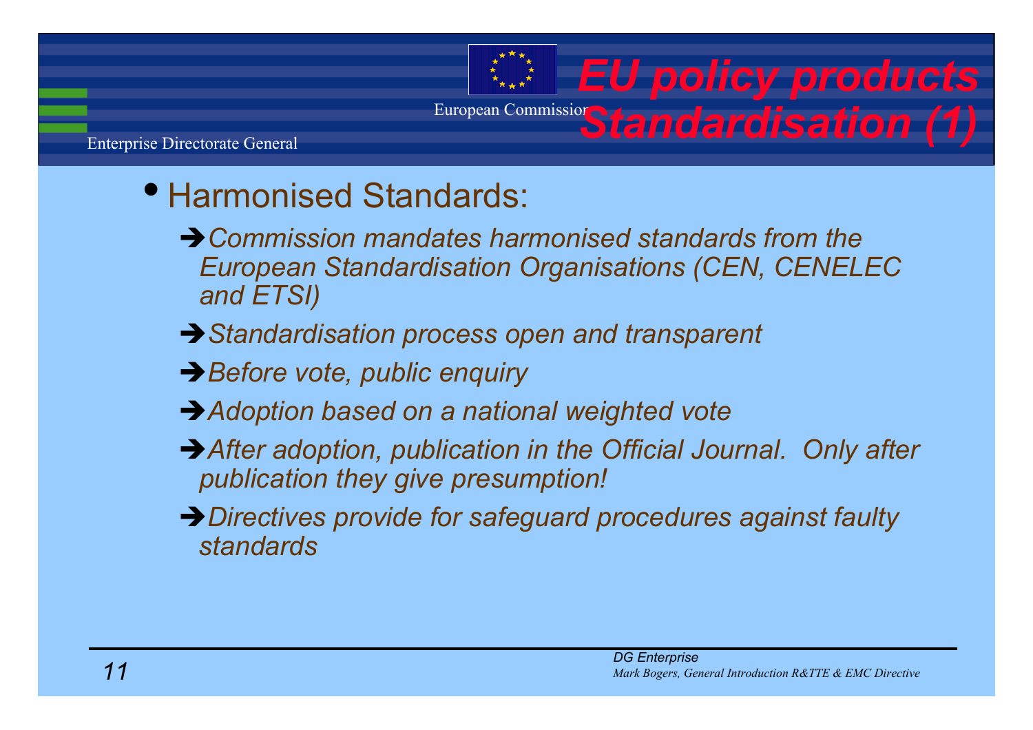# EU policy products Standardisation (1)

- Harmonised Standards:
  - ➔ *Commission mandates harmonised standards from the European Standardisation Organisations (CEN, CENELEC and ETSI)*
  - ➔ *Standardisation process open and transparent*
  - ➔ *Before vote, public enquiry*
  - ➔ *Adoption based on a national weighted vote*
  - ➔ *After adoption, publication in the Official Journal. Only after publication they give presumption!*
  - ➔ *Directives provide for safeguard procedures against faulty standards*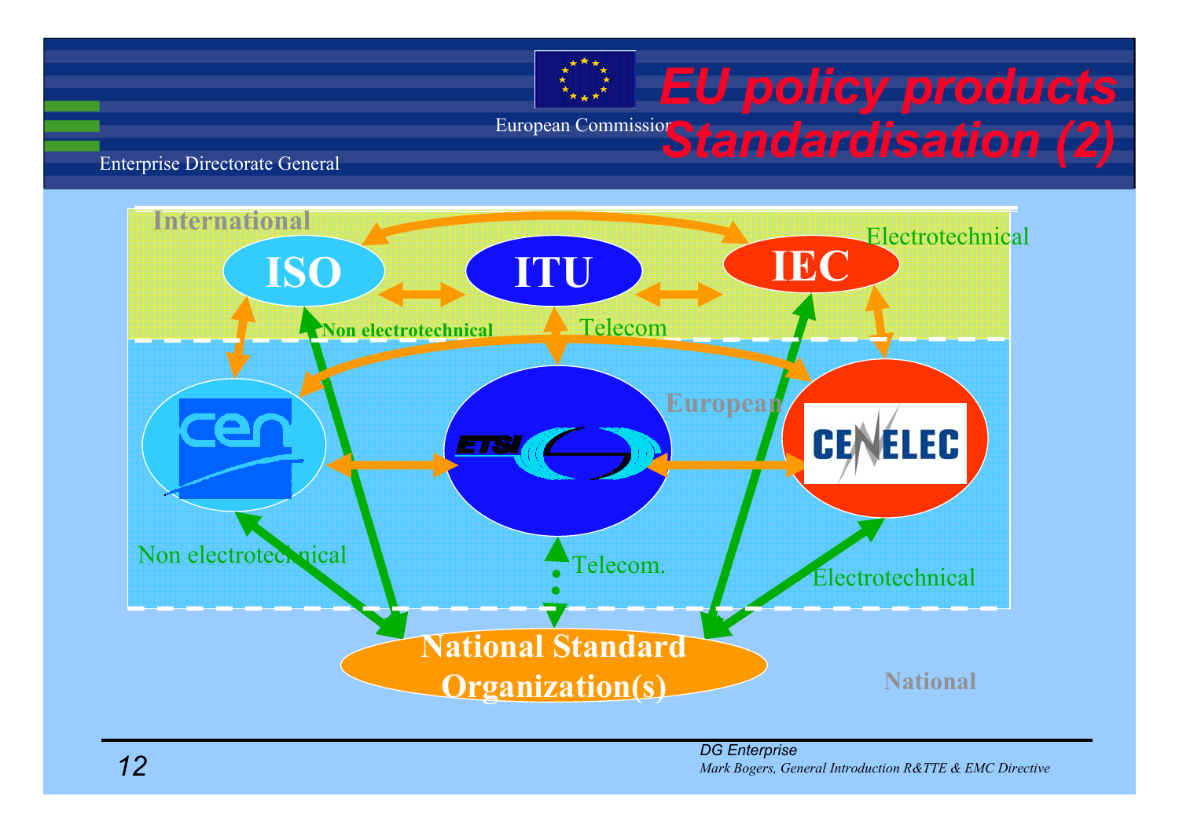# EU policy products Standardisation (2)

International

ISO — ITU — IEC

Electrotechnical

Non electrotechnical

Telecom

European

CEN — ETSI — CENELEC

Non electrotechnical

Telecom.

Electrotechnical

National Standard Organization(s)

National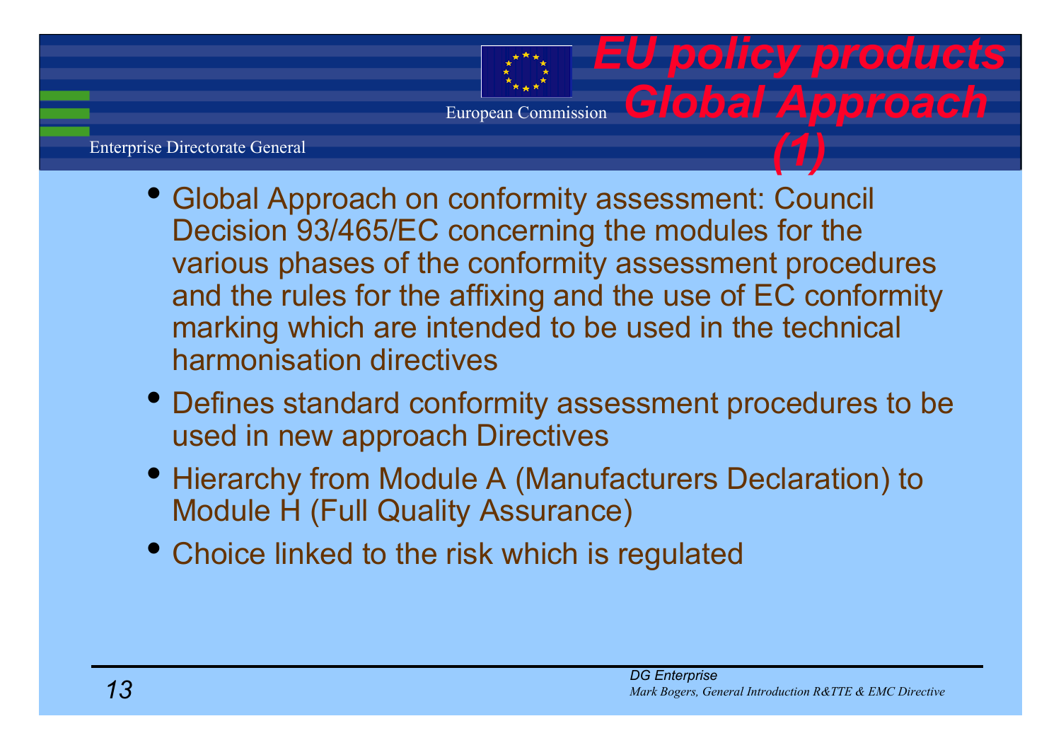# EU policy products Global Approach (1)

- Global Approach on conformity assessment: Council Decision 93/465/EC concerning the modules for the various phases of the conformity assessment procedures and the rules for the affixing and the use of EC conformity marking which are intended to be used in the technical harmonisation directives
- Defines standard conformity assessment procedures to be used in new approach Directives
- Hierarchy from Module A (Manufacturers Declaration) to Module H (Full Quality Assurance)
- Choice linked to the risk which is regulated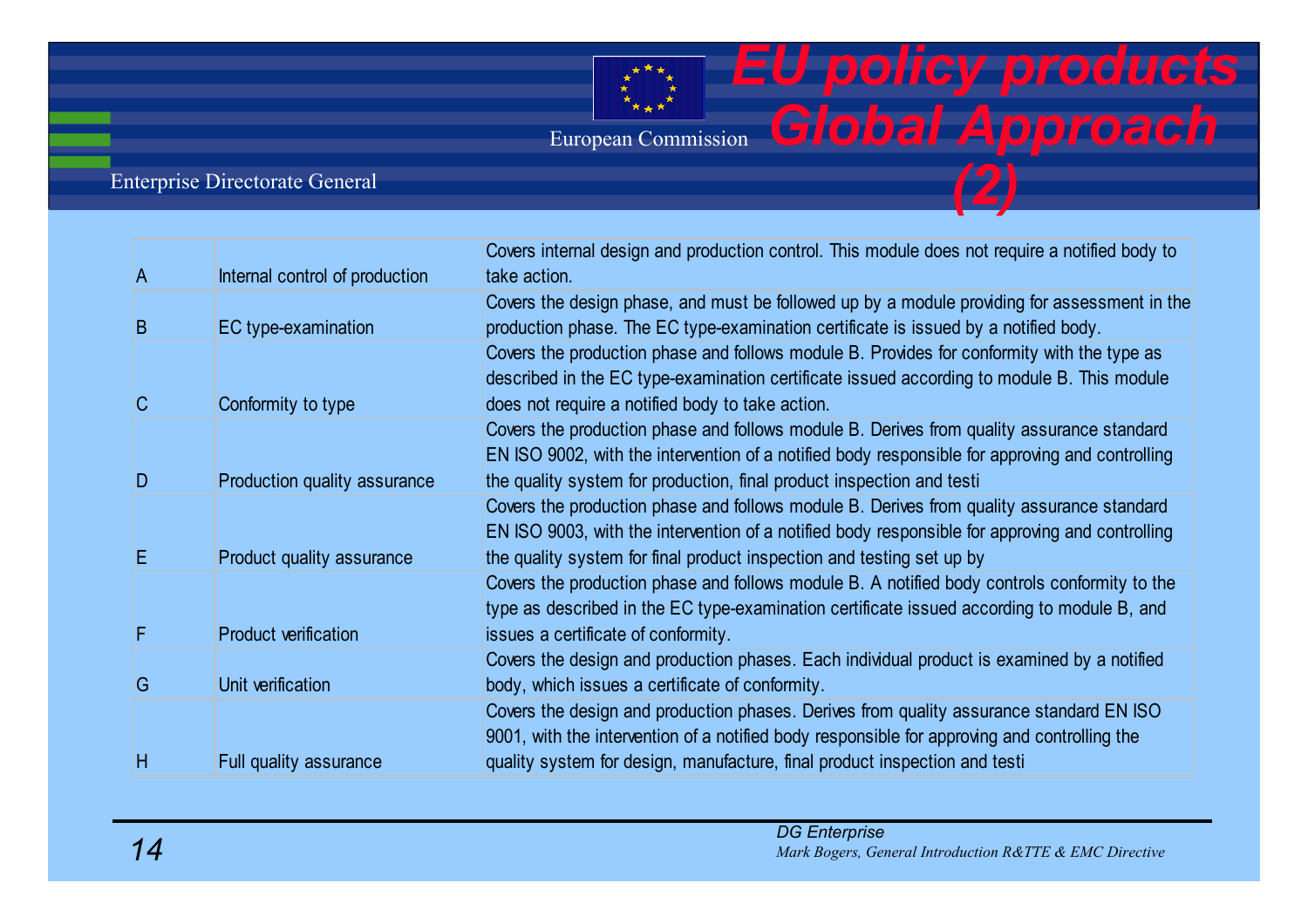# EU policy products Global Approach (2)

| | | |
|---|---|---|
| A | Internal control of production | Covers internal design and production control. This module does not require a notified body to take action. |
| B | EC type-examination | Covers the design phase, and must be followed up by a module providing for assessment in the production phase. The EC type-examination certificate is issued by a notified body. |
| C | Conformity to type | Covers the production phase and follows module B. Provides for conformity with the type as described in the EC type-examination certificate issued according to module B. This module does not require a notified body to take action. |
| D | Production quality assurance | Covers the production phase and follows module B. Derives from quality assurance standard EN ISO 9002, with the intervention of a notified body responsible for approving and controlling the quality system for production, final product inspection and testi |
| E | Product quality assurance | Covers the production phase and follows module B. Derives from quality assurance standard EN ISO 9003, with the intervention of a notified body responsible for approving and controlling the quality system for final product inspection and testing set up by |
| F | Product verification | Covers the production phase and follows module B. A notified body controls conformity to the type as described in the EC type-examination certificate issued according to module B, and issues a certificate of conformity. |
| G | Unit verification | Covers the design and production phases. Each individual product is examined by a notified body, which issues a certificate of conformity. |
| H | Full quality assurance | Covers the design and production phases. Derives from quality assurance standard EN ISO 9001, with the intervention of a notified body responsible for approving and controlling the quality system for design, manufacture, final product inspection and testi |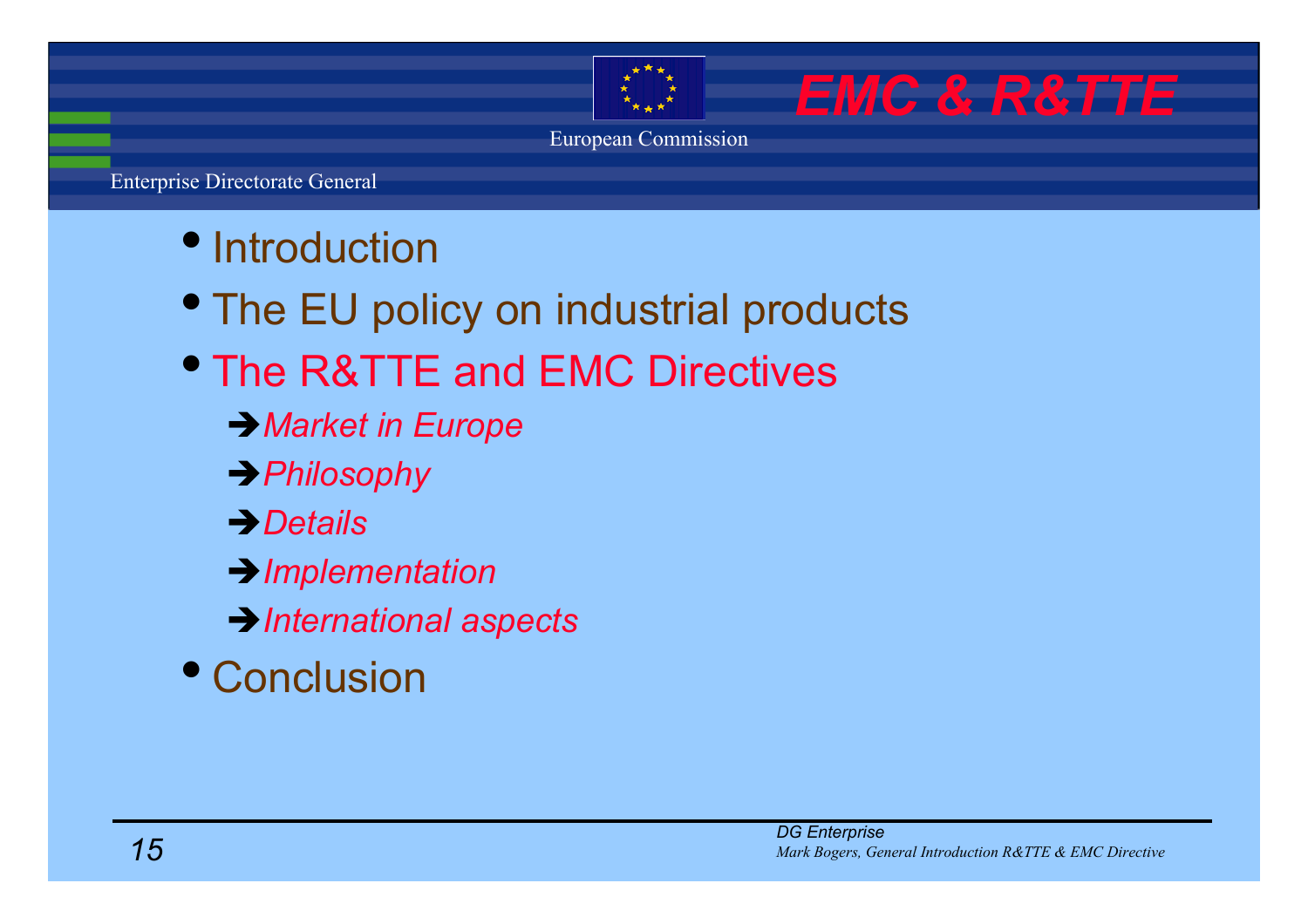- Introduction
- The EU policy on industrial products
- The R&TTE and EMC Directives
  - ➔ *Market in Europe*
  - ➔ *Philosophy*
  - ➔ *Details*
  - ➔ *Implementation*
  - ➔ *International aspects*
- Conclusion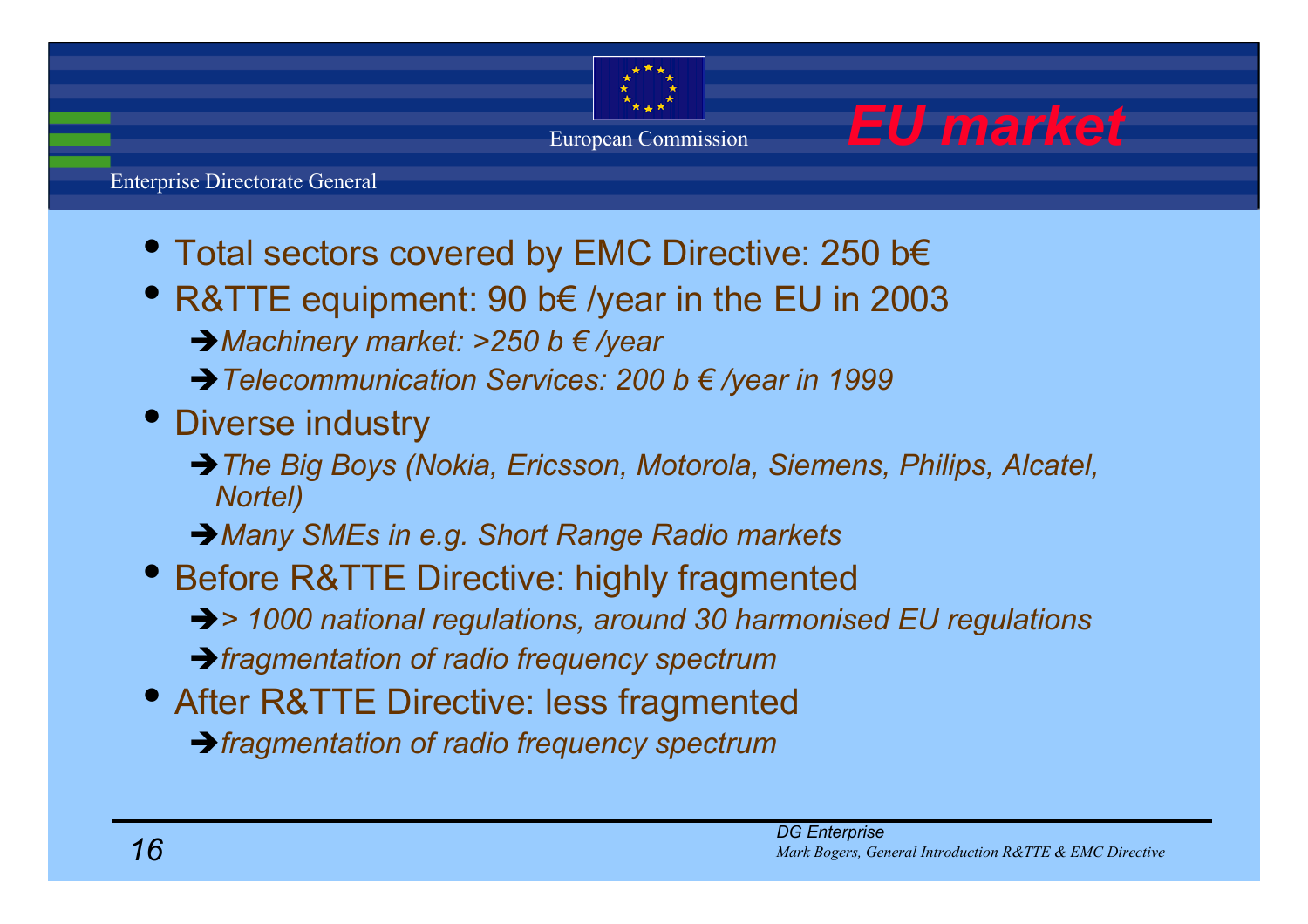# EU market

- Total sectors covered by EMC Directive: 250 b€
- R&TTE equipment: 90 b€ /year in the EU in 2003
  - ➔ *Machinery market: >250 b € /year*
  - ➔ *Telecommunication Services: 200 b € /year in 1999*
- Diverse industry
  - ➔ *The Big Boys (Nokia, Ericsson, Motorola, Siemens, Philips, Alcatel, Nortel)*
  - ➔ *Many SMEs in e.g. Short Range Radio markets*
- Before R&TTE Directive: highly fragmented
  - ➔ *> 1000 national regulations, around 30 harmonised EU regulations*
  - ➔ *fragmentation of radio frequency spectrum*
- After R&TTE Directive: less fragmented
  - ➔ *fragmentation of radio frequency spectrum*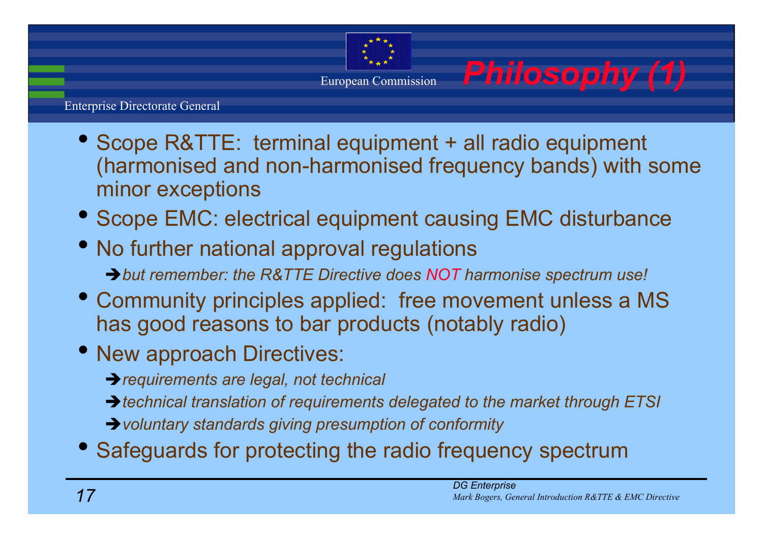# Philosophy (1)

- Scope R&TTE: terminal equipment + all radio equipment (harmonised and non-harmonised frequency bands) with some minor exceptions
- Scope EMC: electrical equipment causing EMC disturbance
- No further national approval regulations
  - ➔ *but remember: the R&TTE Directive does NOT harmonise spectrum use!*
- Community principles applied: free movement unless a MS has good reasons to bar products (notably radio)
- New approach Directives:
  - ➔ *requirements are legal, not technical*
  - ➔ *technical translation of requirements delegated to the market through ETSI*
  - ➔ *voluntary standards giving presumption of conformity*
- Safeguards for protecting the radio frequency spectrum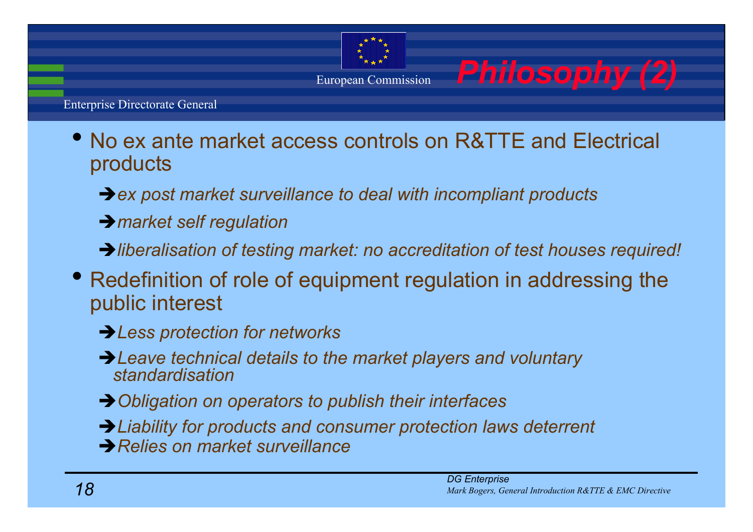# Philosophy (2)

- No ex ante market access controls on R&TTE and Electrical products
  - ➔ *ex post market surveillance to deal with incompliant products*
  - ➔ *market self regulation*
  - ➔ *liberalisation of testing market: no accreditation of test houses required!*
- Redefinition of role of equipment regulation in addressing the public interest
  - ➔ *Less protection for networks*
  - ➔ *Leave technical details to the market players and voluntary standardisation*
  - ➔ *Obligation on operators to publish their interfaces*
  - ➔ *Liability for products and consumer protection laws deterrent*
  - ➔ *Relies on market surveillance*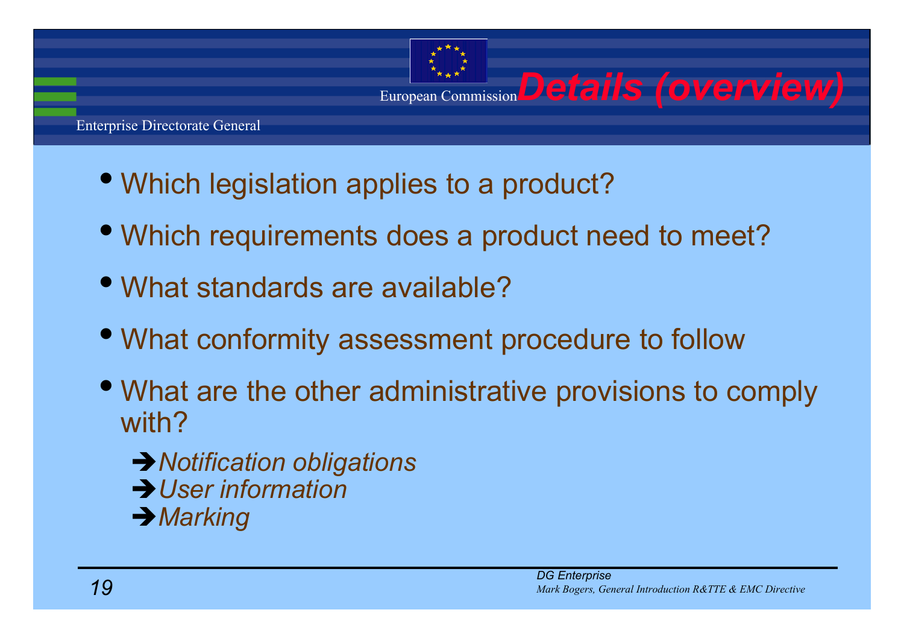# Details (overview)

- Which legislation applies to a product?
- Which requirements does a product need to meet?
- What standards are available?
- What conformity assessment procedure to follow
- What are the other administrative provisions to comply with?
  - ➔ *Notification obligations*
  - ➔ *User information*
  - ➔ *Marking*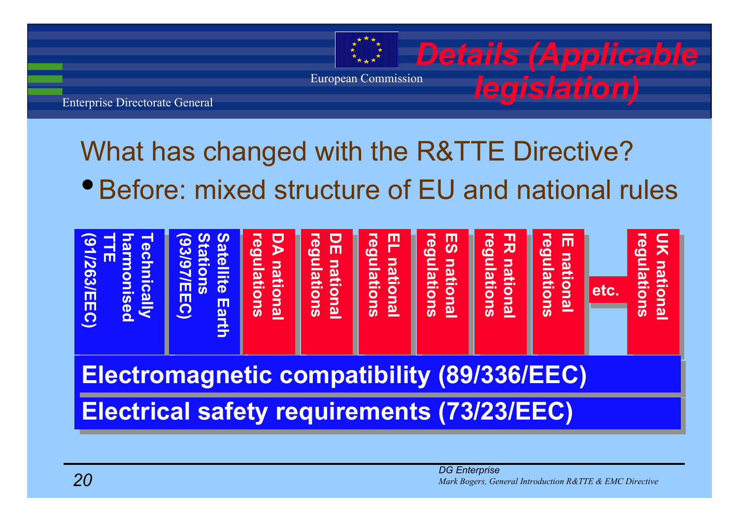# Details (Applicable legislation)

## What has changed with the R&TTE Directive?

- Before: mixed structure of EU and national rules

| Technically harmonised TTE (91/263/EEC) | Satellite Earth Stations (93/97/EEC) | DA national regulations | DE national regulations | EL national regulations | ES national regulations | FR national regulations | IE national regulations | etc. | UK national regulations |
|---|---|---|---|---|---|---|---|---|---|

**Electromagnetic compatibility (89/336/EEC)**

**Electrical safety requirements (73/23/EEC)**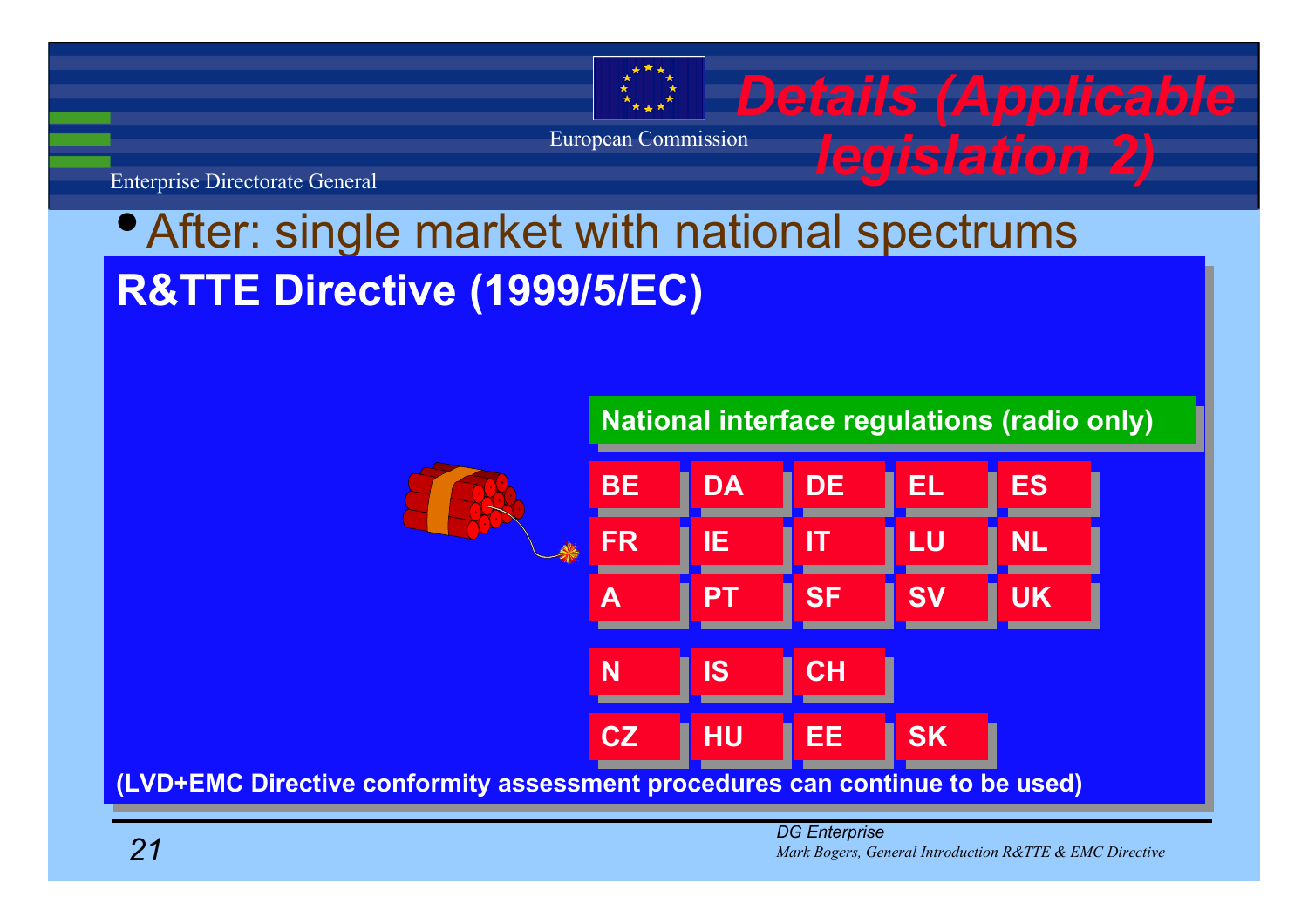# Details (Applicable legislation 2)

- After: single market with national spectrums

## R&TTE Directive (1999/5/EC)

**National interface regulations (radio only)**

| | | | | |
|---|---|---|---|---|
| BE | DA | DE | EL | ES |
| FR | IE | IT | LU | NL |
| A | PT | SF | SV | UK |
| N | IS | CH | | |
| CZ | HU | EE | SK | |

**(LVD+EMC Directive conformity assessment procedures can continue to be used)**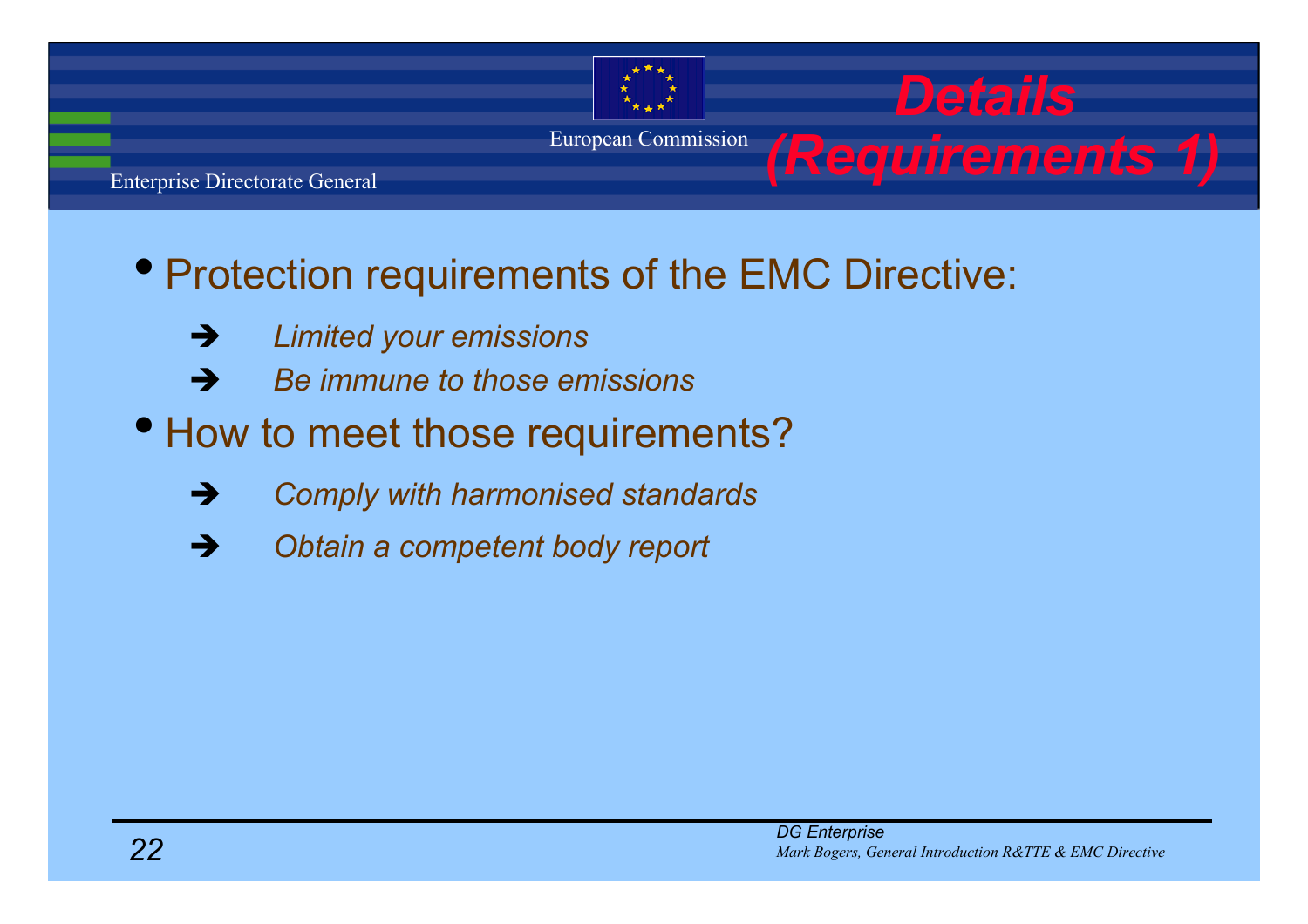# Details (Requirements 1)

- Protection requirements of the EMC Directive:
  - ➔ *Limited your emissions*
  - ➔ *Be immune to those emissions*
- How to meet those requirements?
  - ➔ *Comply with harmonised standards*
  - ➔ *Obtain a competent body report*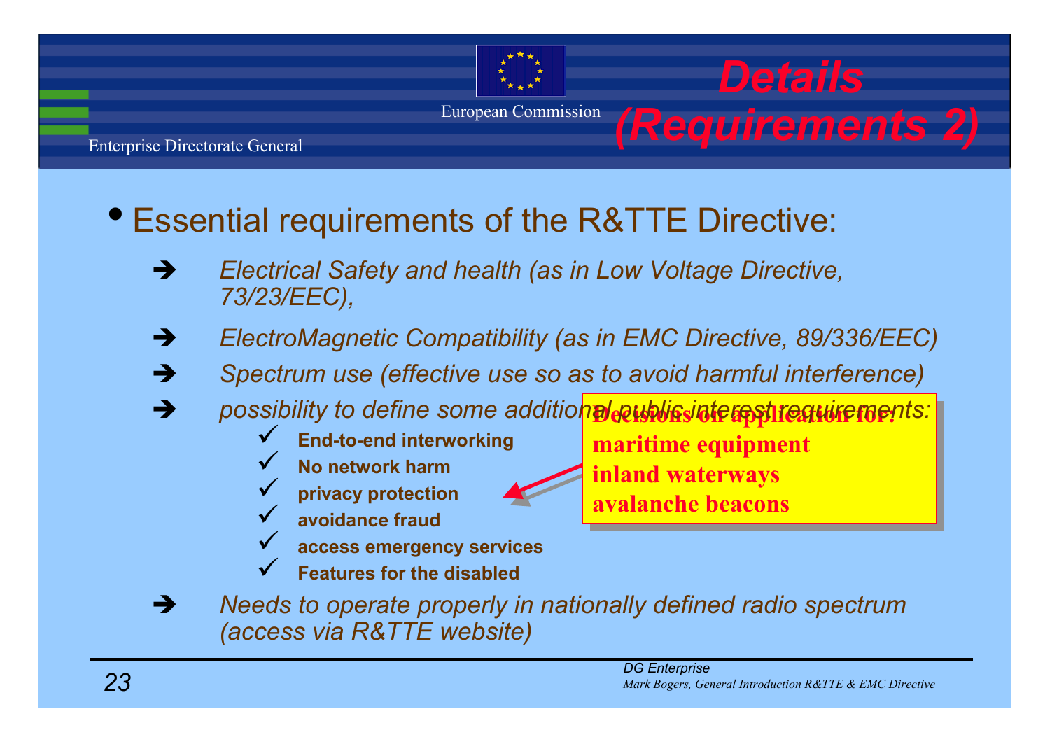# Details (Requirements 2)

- Essential requirements of the R&TTE Directive:
  - *Electrical Safety and health (as in Low Voltage Directive, 73/23/EEC),*
  - *ElectroMagnetic Compatibility (as in EMC Directive, 89/336/EEC)*
  - *Spectrum use (effective use so as to avoid harmful interference)*
  - *possibility to define some additional public interest requirements:*
    - **End-to-end interworking**
    - **No network harm**
    - **privacy protection**
    - **avoidance fraud**
    - **access emergency services**
    - **Features for the disabled**
  - *Needs to operate properly in nationally defined radio spectrum (access via R&TTE website)*

**Decisions on application for:**
**maritime equipment**
**inland waterways**
**avalanche beacons**

*DG Enterprise*
*Mark Bogers, General Introduction R&TTE & EMC Directive*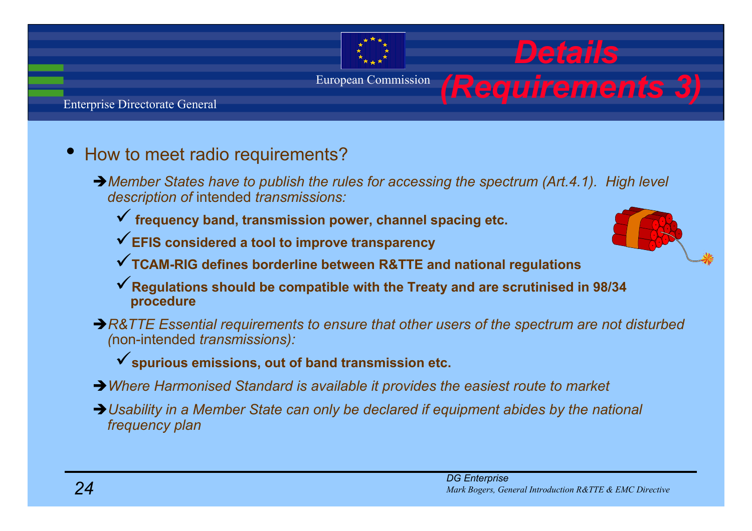# Details (Requirements 3)

- How to meet radio requirements?
  - ➔ *Member States have to publish the rules for accessing the spectrum (Art.4.1). High level description of* intended *transmissions:*
    - ✓ **frequency band, transmission power, channel spacing etc.**
    - ✓ **EFIS considered a tool to improve transparency**
    - ✓ **TCAM-RIG defines borderline between R&TTE and national regulations**
    - ✓ **Regulations should be compatible with the Treaty and are scrutinised in 98/34 procedure**
  - ➔ *R&TTE Essential requirements to ensure that other users of the spectrum are not disturbed (*non-intended *transmissions):*
    - ✓ **spurious emissions, out of band transmission etc.**
  - ➔ *Where Harmonised Standard is available it provides the easiest route to market*
  - ➔ *Usability in a Member State can only be declared if equipment abides by the national frequency plan*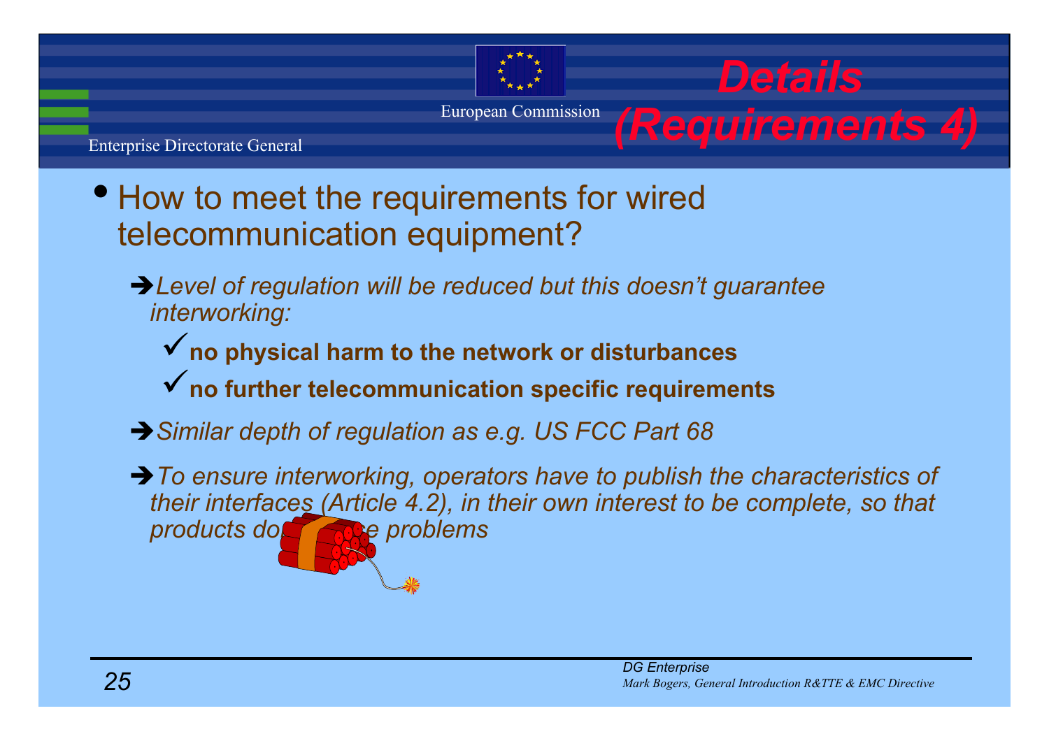# Details (Requirements 4)

- How to meet the requirements for wired telecommunication equipment?
  - ➔ *Level of regulation will be reduced but this doesn't guarantee interworking:*
    - ✓ **no physical harm to the network or disturbances**
    - ✓ **no further telecommunication specific requirements**
  - ➔ *Similar depth of regulation as e.g. US FCC Part 68*
  - ➔ *To ensure interworking, operators have to publish the characteristics of their interfaces (Article 4.2), in their own interest to be complete, so that products do... e problems*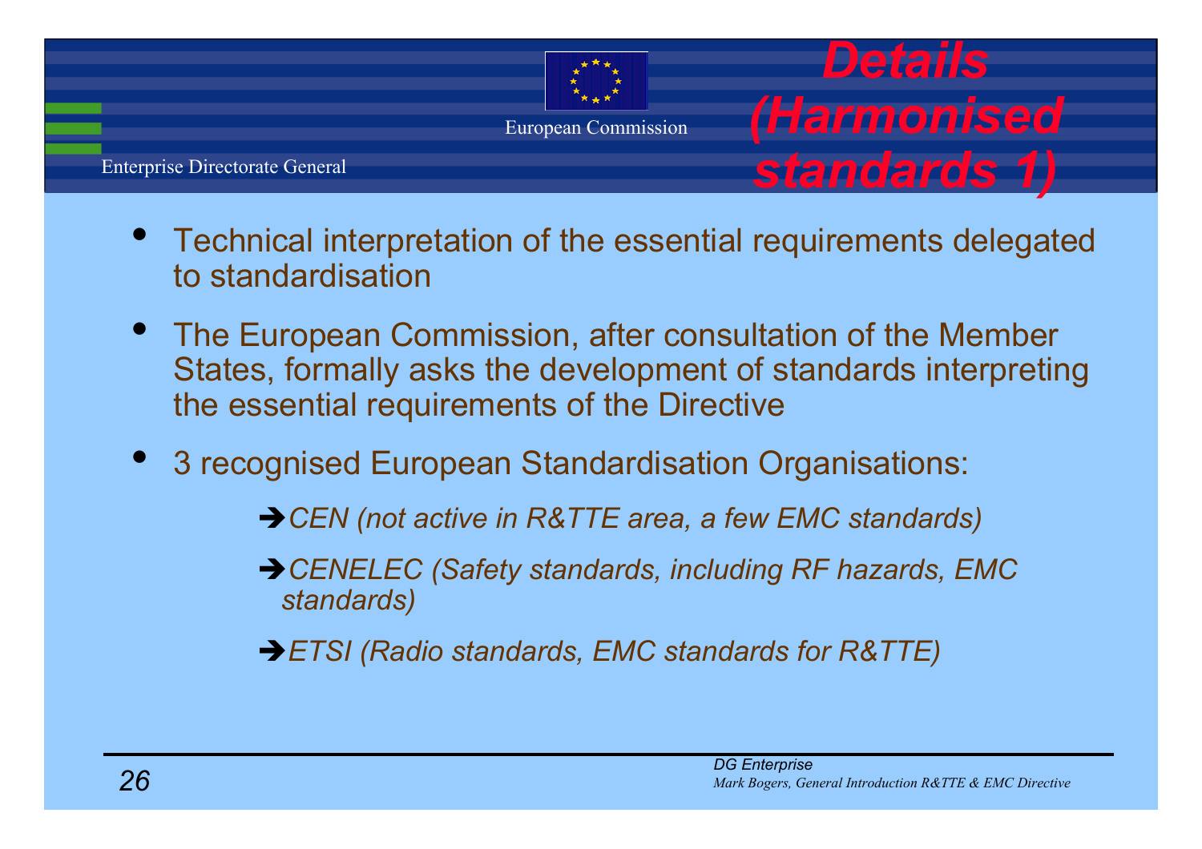# Details (Harmonised standards 1)

- Technical interpretation of the essential requirements delegated to standardisation
- The European Commission, after consultation of the Member States, formally asks the development of standards interpreting the essential requirements of the Directive
- 3 recognised European Standardisation Organisations:
  - ➔ *CEN (not active in R&TTE area, a few EMC standards)*
  - ➔ *CENELEC (Safety standards, including RF hazards, EMC standards)*
  - ➔ *ETSI (Radio standards, EMC standards for R&TTE)*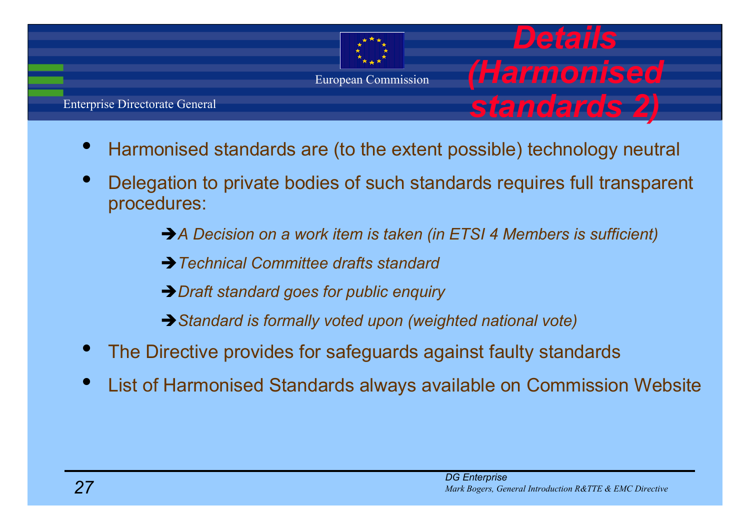# Details (Harmonised standards 2)

- Harmonised standards are (to the extent possible) technology neutral
- Delegation to private bodies of such standards requires full transparent procedures:
  - ➔ *A Decision on a work item is taken (in ETSI 4 Members is sufficient)*
  - ➔ *Technical Committee drafts standard*
  - ➔ *Draft standard goes for public enquiry*
  - ➔ *Standard is formally voted upon (weighted national vote)*
- The Directive provides for safeguards against faulty standards
- List of Harmonised Standards always available on Commission Website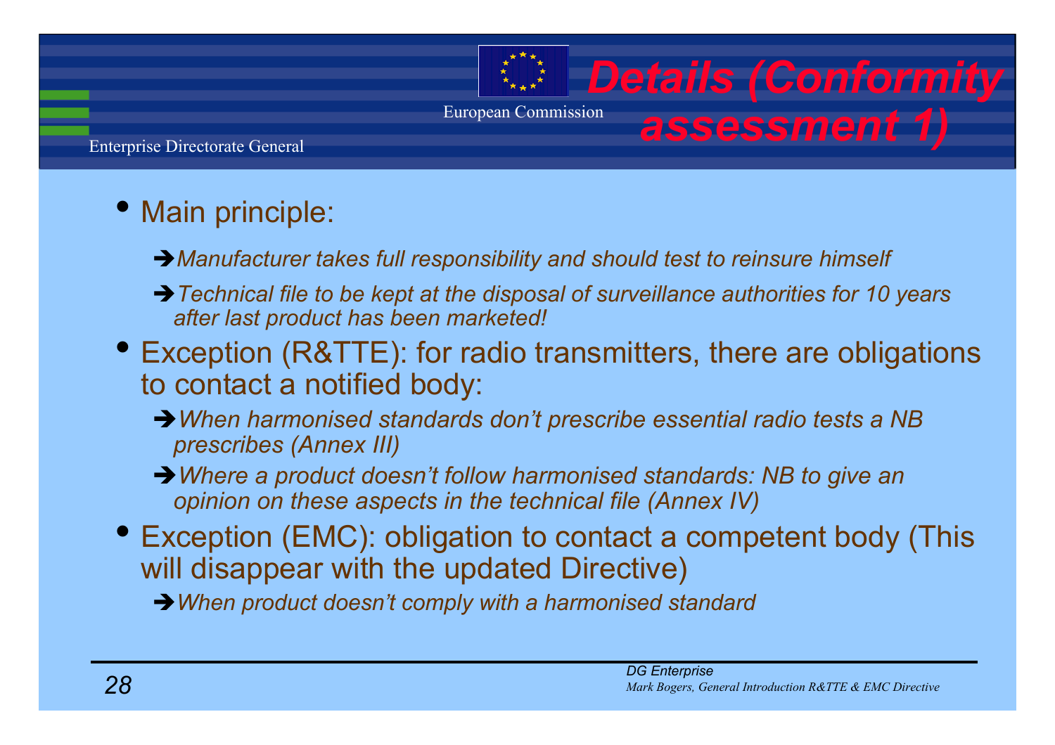# Details (Conformity assessment 1)

- Main principle:
  - ➔ *Manufacturer takes full responsibility and should test to reinsure himself*
  - ➔ *Technical file to be kept at the disposal of surveillance authorities for 10 years after last product has been marketed!*
- Exception (R&TTE): for radio transmitters, there are obligations to contact a notified body:
  - ➔ *When harmonised standards don't prescribe essential radio tests a NB prescribes (Annex III)*
  - ➔ *Where a product doesn't follow harmonised standards: NB to give an opinion on these aspects in the technical file (Annex IV)*
- Exception (EMC): obligation to contact a competent body (This will disappear with the updated Directive)
  - ➔ *When product doesn't comply with a harmonised standard*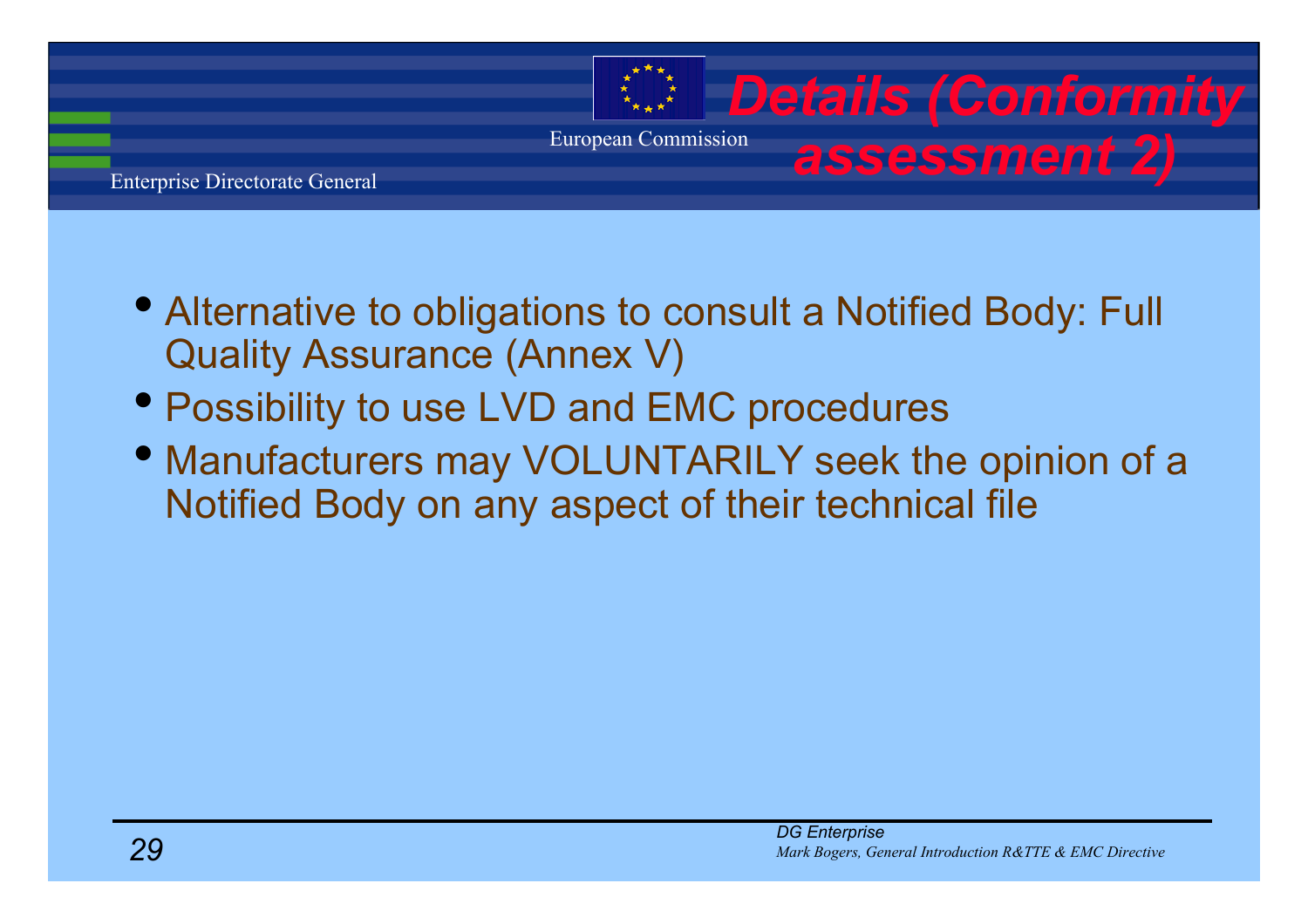# Details (Conformity assessment 2)

- Alternative to obligations to consult a Notified Body: Full Quality Assurance (Annex V)
- Possibility to use LVD and EMC procedures
- Manufacturers may VOLUNTARILY seek the opinion of a Notified Body on any aspect of their technical file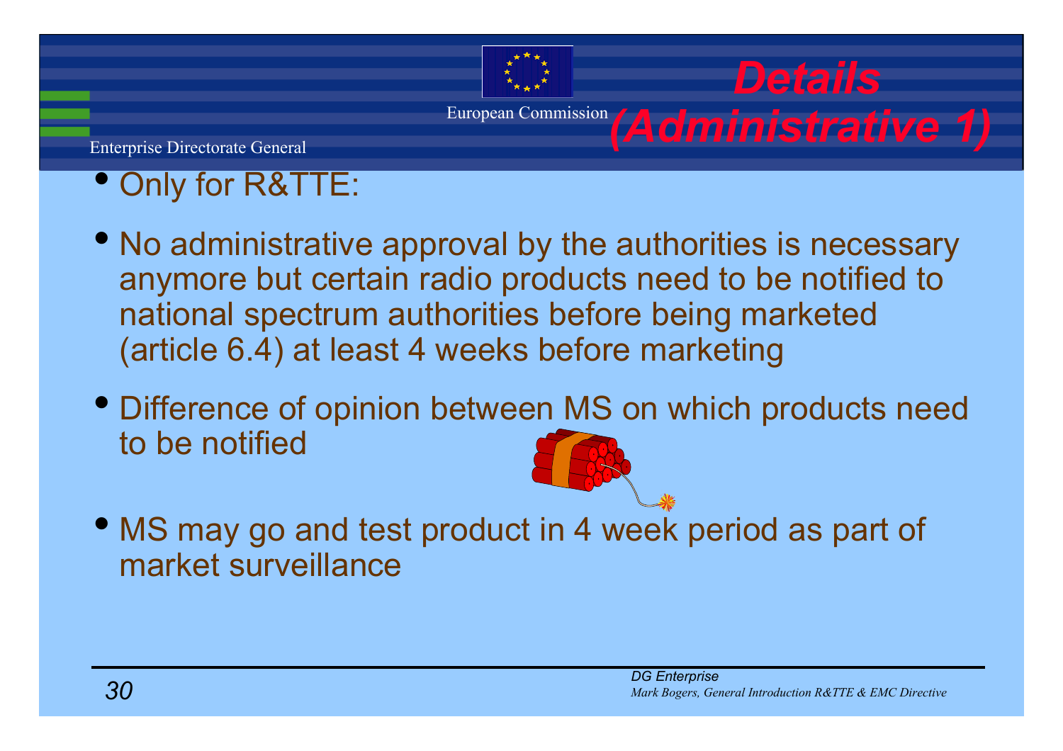# Details (Administrative 1)

- Only for R&TTE:
- No administrative approval by the authorities is necessary anymore but certain radio products need to be notified to national spectrum authorities before being marketed (article 6.4) at least 4 weeks before marketing
- Difference of opinion between MS on which products need to be notified
- MS may go and test product in 4 week period as part of market surveillance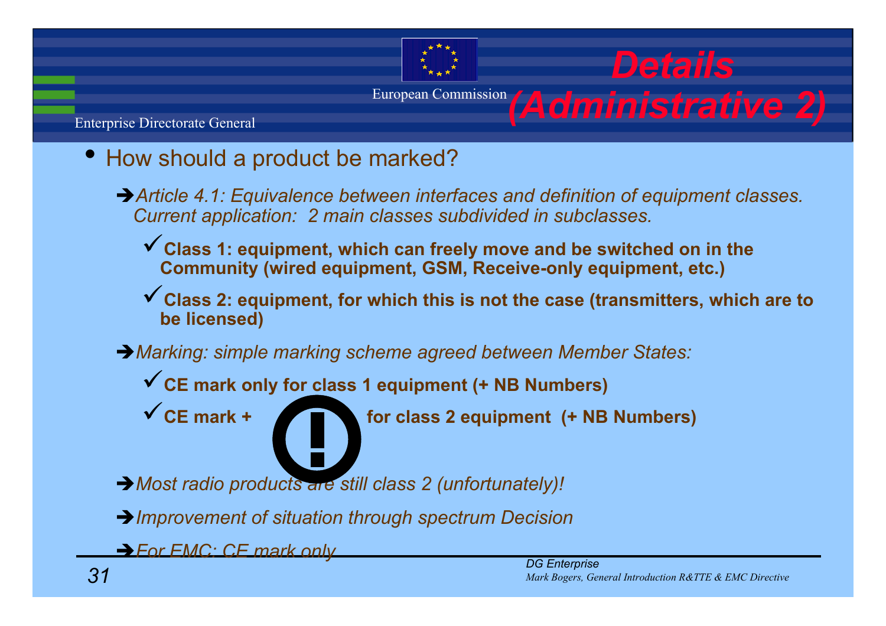# Details (Administrative 2)

- How should a product be marked?
  - ➔ *Article 4.1: Equivalence between interfaces and definition of equipment classes. Current application: 2 main classes subdivided in subclasses.*
    - ✓ **Class 1: equipment, which can freely move and be switched on in the Community (wired equipment, GSM, Receive-only equipment, etc.)**
    - ✓ **Class 2: equipment, for which this is not the case (transmitters, which are to be licensed)**
  - ➔ *Marking: simple marking scheme agreed between Member States:*
    - ✓ **CE mark only for class 1 equipment (+ NB Numbers)**
    - ✓ **CE mark + ⓘ for class 2 equipment (+ NB Numbers)**
  - ➔ *Most radio products are still class 2 (unfortunately)!*
  - ➔ *Improvement of situation through spectrum Decision*
  - ➔ *For EMC: CE mark only*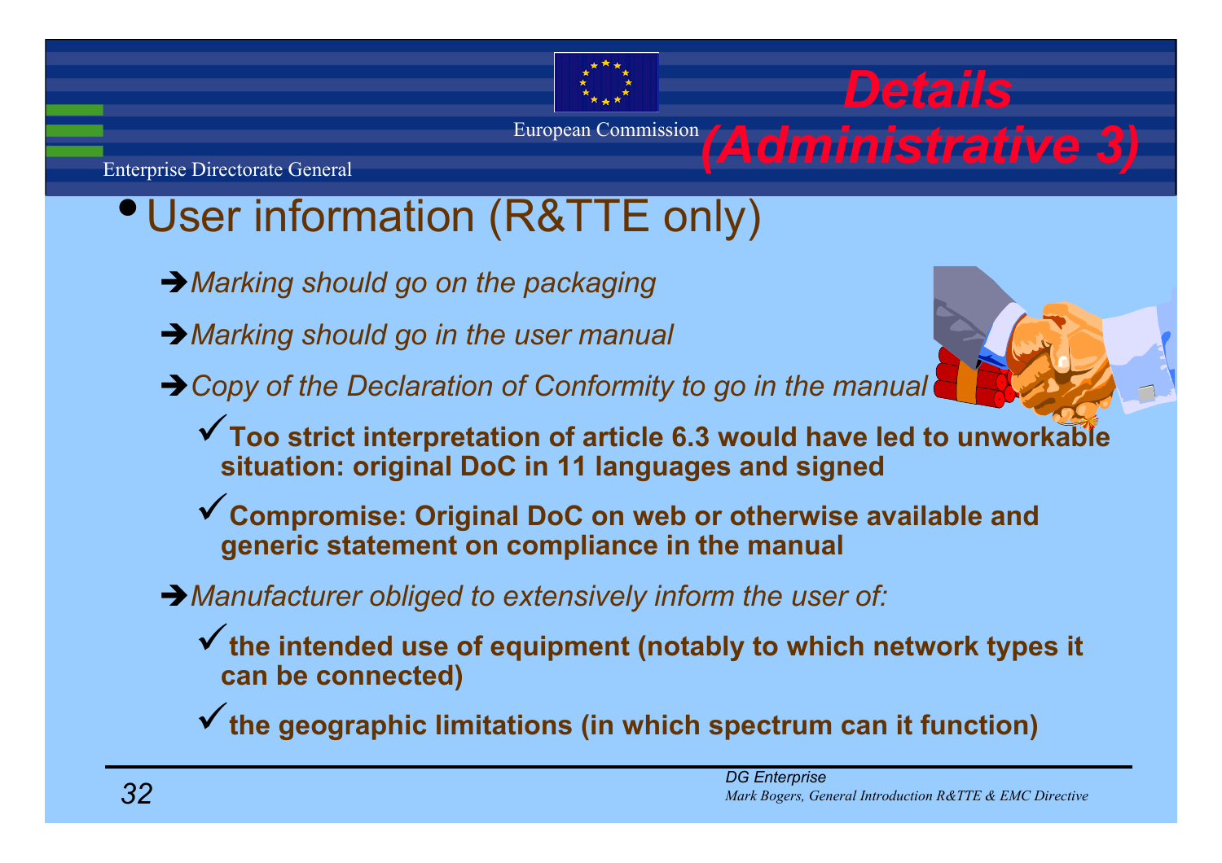# Details (Administrative 3)

- User information (R&TTE only)
  - ➔ *Marking should go on the packaging*
  - ➔ *Marking should go in the user manual*
  - ➔ *Copy of the Declaration of Conformity to go in the manual*
    - ✓ **Too strict interpretation of article 6.3 would have led to unworkable situation: original DoC in 11 languages and signed**
    - ✓ **Compromise: Original DoC on web or otherwise available and generic statement on compliance in the manual**
  - ➔ *Manufacturer obliged to extensively inform the user of:*
    - ✓ **the intended use of equipment (notably to which network types it can be connected)**
    - ✓ **the geographic limitations (in which spectrum can it function)**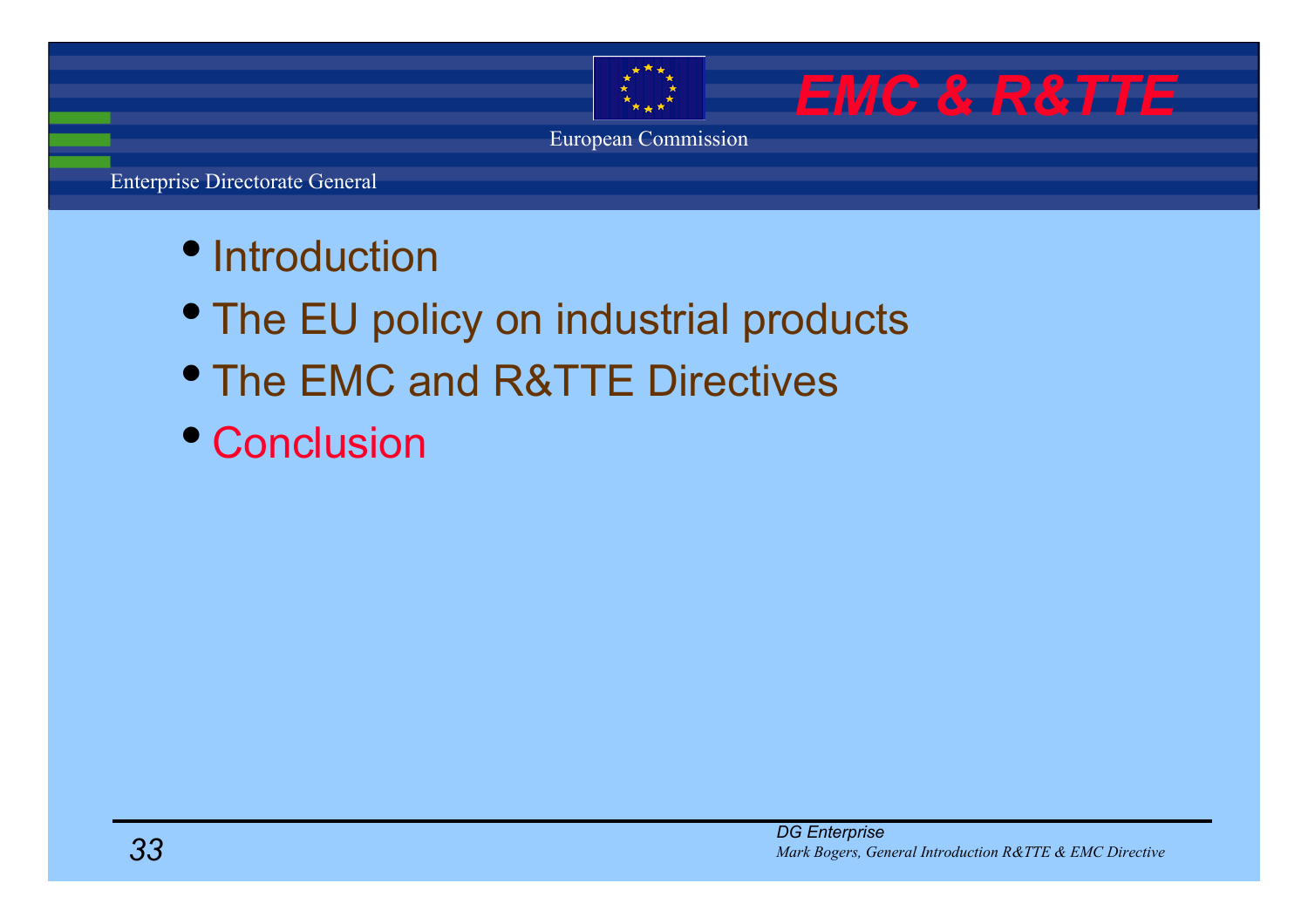- Introduction
- The EU policy on industrial products
- The EMC and R&TTE Directives
- Conclusion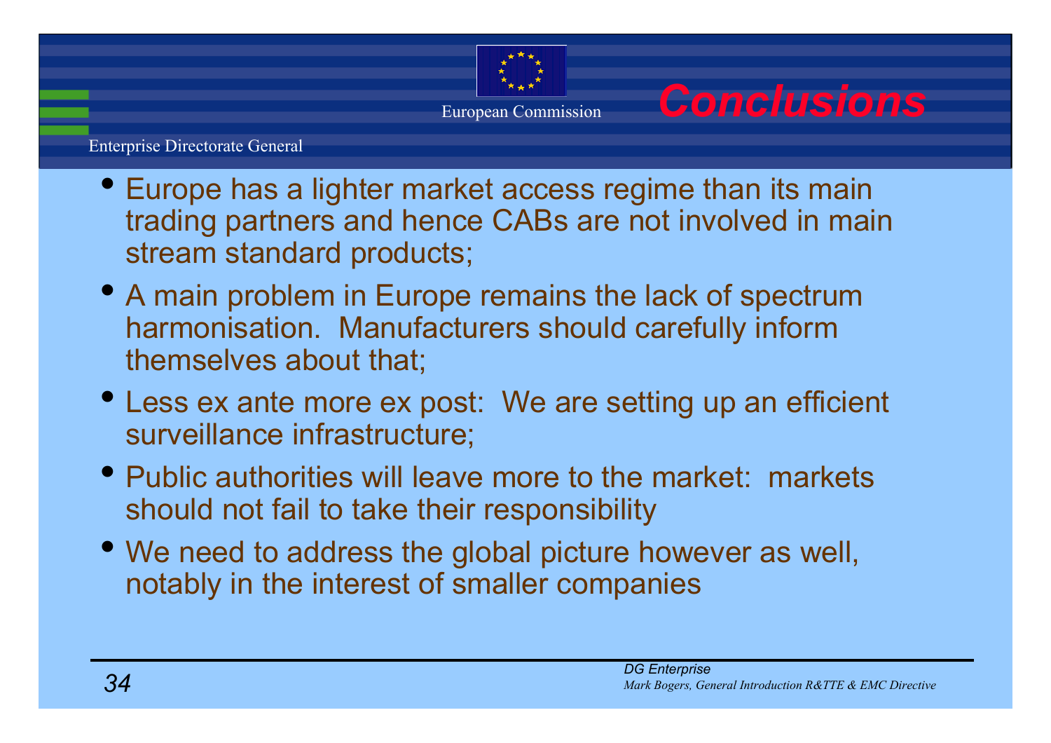# Conclusions

- Europe has a lighter market access regime than its main trading partners and hence CABs are not involved in main stream standard products;
- A main problem in Europe remains the lack of spectrum harmonisation. Manufacturers should carefully inform themselves about that;
- Less ex ante more ex post: We are setting up an efficient surveillance infrastructure;
- Public authorities will leave more to the market: markets should not fail to take their responsibility
- We need to address the global picture however as well, notably in the interest of smaller companies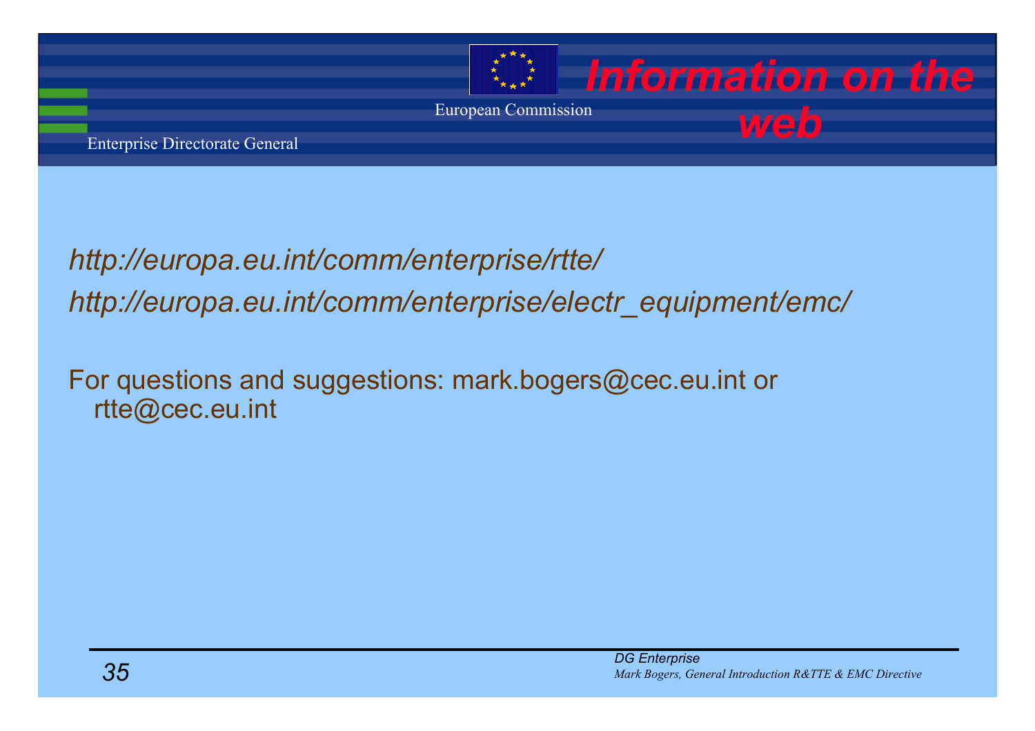# Information on the web

*http://europa.eu.int/comm/enterprise/rtte/*

*http://europa.eu.int/comm/enterprise/electr_equipment/emc/*

For questions and suggestions: mark.bogers@cec.eu.int or rtte@cec.eu.int